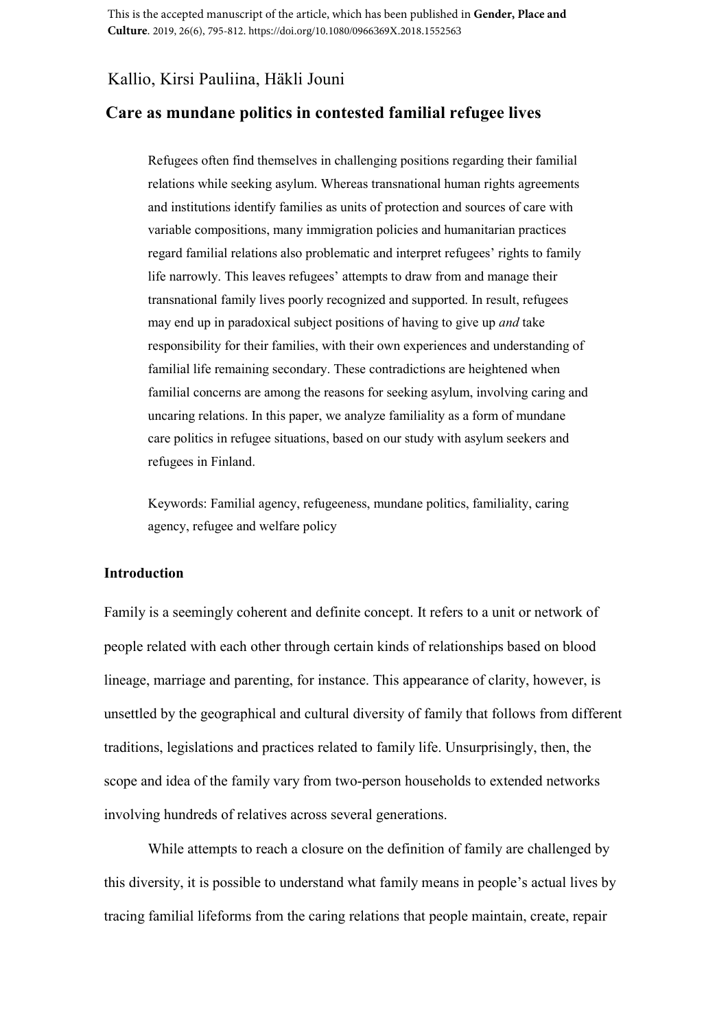This is the accepted manuscript of the article, which has been published in **Gender, Place and Culture**. 2019, 26(6), 795-812. https://doi.org/10.1080/0966369X.2018.1552563

Kallio, Kirsi Pauliina, Häkli Jouni

# Care as mundane politics in contested familial refugee lives

Refugees often find themselves in challenging positions regarding their familial relations while seeking asylum. Whereas transnational human rights agreements and institutions identify families as units of protection and sources of care with variable compositions, many immigration policies and humanitarian practices regard familial relations also problematic and interpret refugees' rights to family life narrowly. This leaves refugees' attempts to draw from and manage their transnational family lives poorly recognized and supported. In result, refugees may end up in paradoxical subject positions of having to give up *and* take responsibility for their families, with their own experiences and understanding of familial life remaining secondary. These contradictions are heightened when familial concerns are among the reasons for seeking asylum, involving caring and uncaring relations. In this paper, we analyze familiality as a form of mundane care politics in refugee situations, based on our study with asylum seekers and refugees in Finland.

Keywords: Familial agency, refugeeness, mundane politics, familiality, caring agency, refugee and welfare policy

## Introduction

Family is a seemingly coherent and definite concept. It refers to a unit or network of people related with each other through certain kinds of relationships based on blood lineage, marriage and parenting, for instance. This appearance of clarity, however, is unsettled by the geographical and cultural diversity of family that follows from different traditions, legislations and practices related to family life. Unsurprisingly, then, the scope and idea of the family vary from two-person households to extended networks involving hundreds of relatives across several generations.

While attempts to reach a closure on the definition of family are challenged by this diversity, it is possible to understand what family means in people's actual lives by tracing familial lifeforms from the caring relations that people maintain, create, repair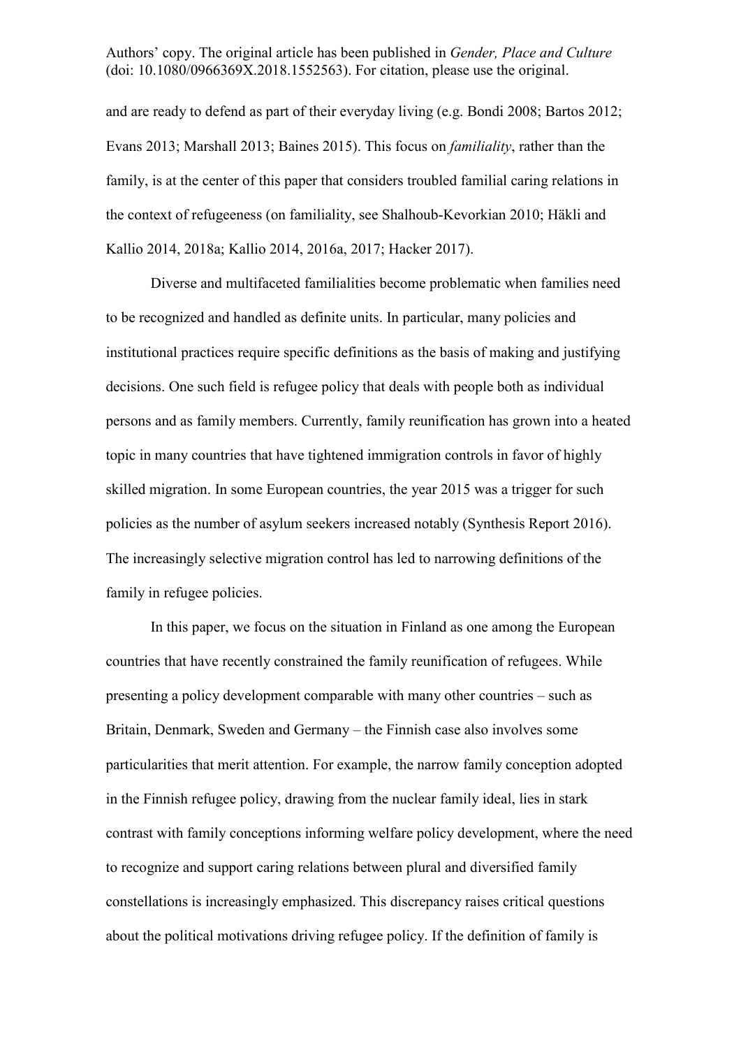and are ready to defend as part of their everyday living (e.g. Bondi 2008; Bartos 2012; Evans 2013; Marshall 2013; Baines 2015). This focus on *familiality*, rather than the family, is at the center of this paper that considers troubled familial caring relations in the context of refugeeness (on familiality, see Shalhoub-Kevorkian 2010; Häkli and Kallio 2014, 2018a; Kallio 2014, 2016a, 2017; Hacker 2017).

Diverse and multifaceted familialities become problematic when families need to be recognized and handled as definite units. In particular, many policies and institutional practices require specific definitions as the basis of making and justifying decisions. One such field is refugee policy that deals with people both as individual persons and as family members. Currently, family reunification has grown into a heated topic in many countries that have tightened immigration controls in favor of highly skilled migration. In some European countries, the year 2015 was a trigger for such policies as the number of asylum seekers increased notably (Synthesis Report 2016). The increasingly selective migration control has led to narrowing definitions of the family in refugee policies.

In this paper, we focus on the situation in Finland as one among the European countries that have recently constrained the family reunification of refugees. While presenting a policy development comparable with many other countries – such as Britain, Denmark, Sweden and Germany – the Finnish case also involves some particularities that merit attention. For example, the narrow family conception adopted in the Finnish refugee policy, drawing from the nuclear family ideal, lies in stark contrast with family conceptions informing welfare policy development, where the need to recognize and support caring relations between plural and diversified family constellations is increasingly emphasized. This discrepancy raises critical questions about the political motivations driving refugee policy. If the definition of family is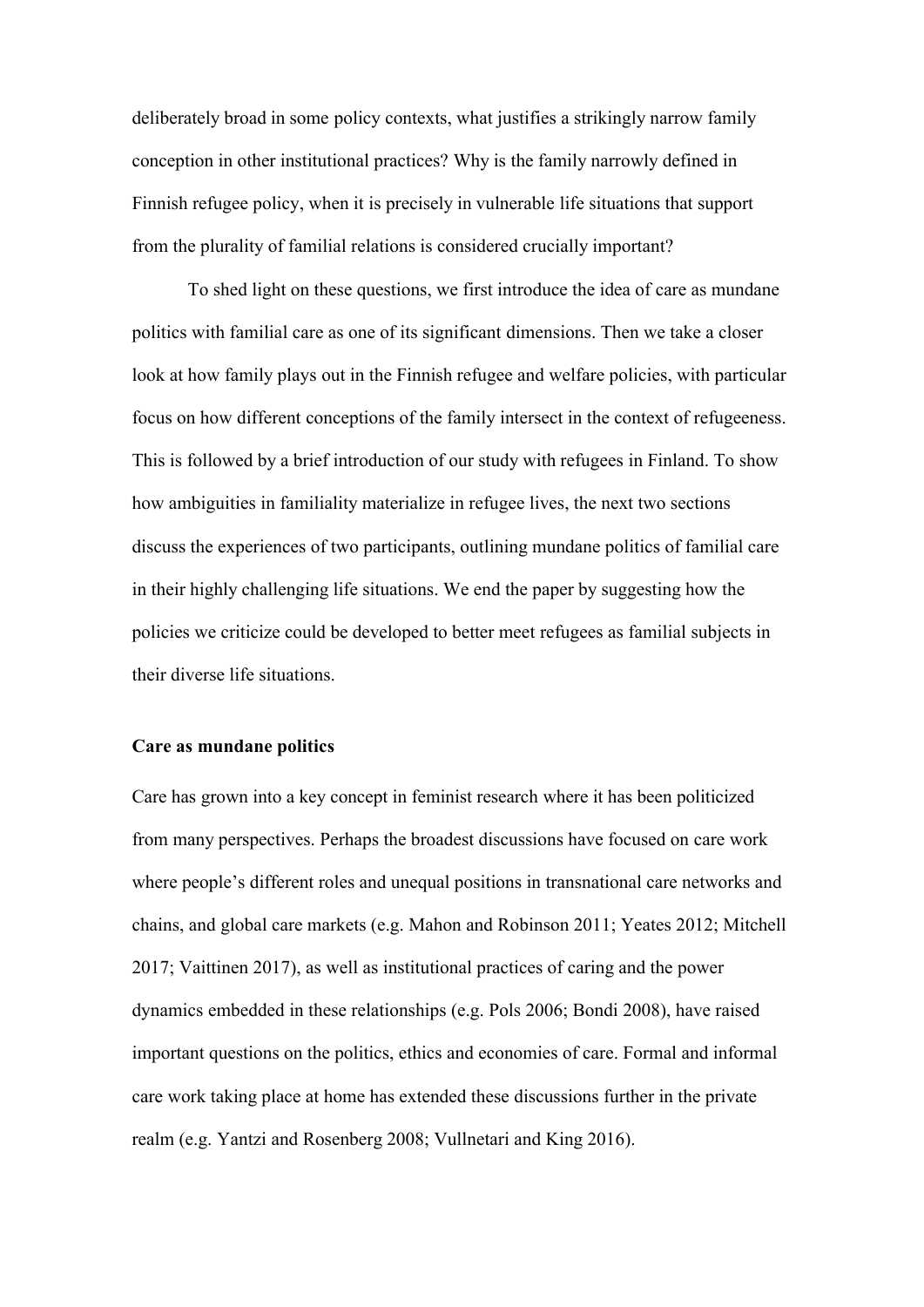deliberately broad in some policy contexts, what justifies a strikingly narrow family conception in other institutional practices? Why is the family narrowly defined in Finnish refugee policy, when it is precisely in vulnerable life situations that support from the plurality of familial relations is considered crucially important?

To shed light on these questions, we first introduce the idea of care as mundane politics with familial care as one of its significant dimensions. Then we take a closer look at how family plays out in the Finnish refugee and welfare policies, with particular focus on how different conceptions of the family intersect in the context of refugeeness. This is followed by a brief introduction of our study with refugees in Finland. To show how ambiguities in familiality materialize in refugee lives, the next two sections discuss the experiences of two participants, outlining mundane politics of familial care in their highly challenging life situations. We end the paper by suggesting how the policies we criticize could be developed to better meet refugees as familial subjects in their diverse life situations.

## Care as mundane politics

Care has grown into a key concept in feminist research where it has been politicized from many perspectives. Perhaps the broadest discussions have focused on care work where people's different roles and unequal positions in transnational care networks and chains, and global care markets (e.g. Mahon and Robinson 2011; Yeates 2012; Mitchell 2017; Vaittinen 2017), as well as institutional practices of caring and the power dynamics embedded in these relationships (e.g. Pols 2006; Bondi 2008), have raised important questions on the politics, ethics and economies of care. Formal and informal care work taking place at home has extended these discussions further in the private realm (e.g. Yantzi and Rosenberg 2008; Vullnetari and King 2016).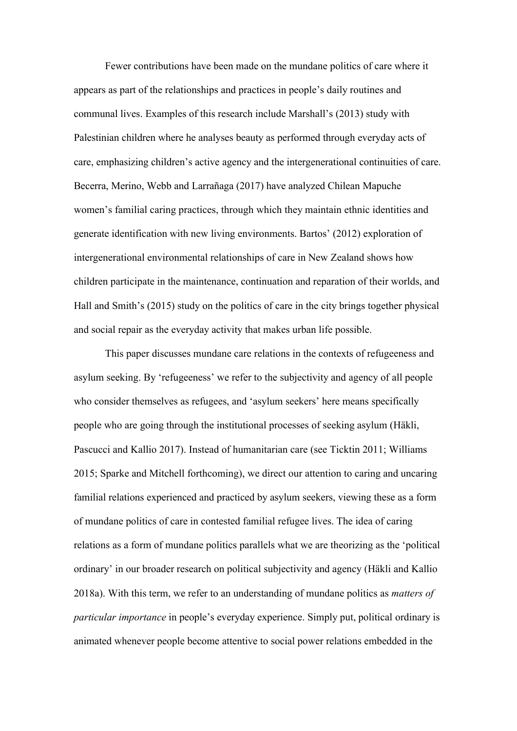Fewer contributions have been made on the mundane politics of care where it appears as part of the relationships and practices in people's daily routines and communal lives. Examples of this research include Marshall's (2013) study with Palestinian children where he analyses beauty as performed through everyday acts of care, emphasizing children's active agency and the intergenerational continuities of care. Becerra, Merino, Webb and Larrañaga (2017) have analyzed Chilean Mapuche women's familial caring practices, through which they maintain ethnic identities and generate identification with new living environments. Bartos' (2012) exploration of intergenerational environmental relationships of care in New Zealand shows how children participate in the maintenance, continuation and reparation of their worlds, and Hall and Smith's (2015) study on the politics of care in the city brings together physical and social repair as the everyday activity that makes urban life possible.

This paper discusses mundane care relations in the contexts of refugeeness and asylum seeking. By 'refugeeness' we refer to the subjectivity and agency of all people who consider themselves as refugees, and 'asylum seekers' here means specifically people who are going through the institutional processes of seeking asylum (Häkli, Pascucci and Kallio 2017). Instead of humanitarian care (see Ticktin 2011; Williams 2015; Sparke and Mitchell forthcoming), we direct our attention to caring and uncaring familial relations experienced and practiced by asylum seekers, viewing these as a form of mundane politics of care in contested familial refugee lives. The idea of caring relations as a form of mundane politics parallels what we are theorizing as the 'political ordinary' in our broader research on political subjectivity and agency (Häkli and Kallio 2018a). With this term, we refer to an understanding of mundane politics as *matters of particular importance* in people's everyday experience. Simply put, political ordinary is animated whenever people become attentive to social power relations embedded in the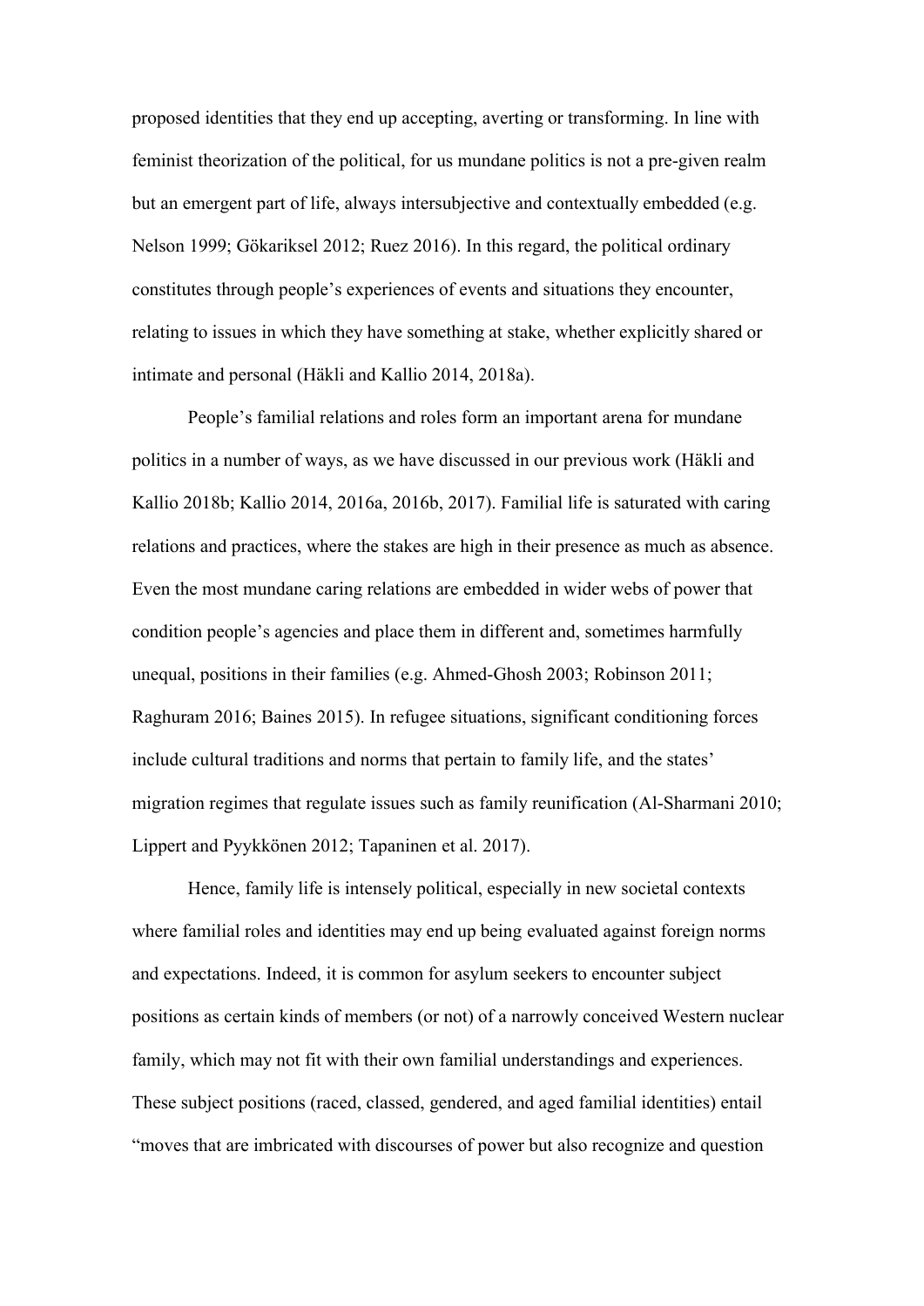proposed identities that they end up accepting, averting or transforming. In line with feminist theorization of the political, for us mundane politics is not a pre-given realm but an emergent part of life, always intersubjective and contextually embedded (e.g. Nelson 1999; Gökariksel 2012; Ruez 2016). In this regard, the political ordinary constitutes through people's experiences of events and situations they encounter, relating to issues in which they have something at stake, whether explicitly shared or intimate and personal (Häkli and Kallio 2014, 2018a).

People's familial relations and roles form an important arena for mundane politics in a number of ways, as we have discussed in our previous work (Häkli and Kallio 2018b; Kallio 2014, 2016a, 2016b, 2017). Familial life is saturated with caring relations and practices, where the stakes are high in their presence as much as absence. Even the most mundane caring relations are embedded in wider webs of power that condition people's agencies and place them in different and, sometimes harmfully unequal, positions in their families (e.g. Ahmed-Ghosh 2003; Robinson 2011; Raghuram 2016; Baines 2015). In refugee situations, significant conditioning forces include cultural traditions and norms that pertain to family life, and the states' migration regimes that regulate issues such as family reunification (Al-Sharmani 2010; Lippert and Pyykkönen 2012; Tapaninen et al. 2017).

Hence, family life is intensely political, especially in new societal contexts where familial roles and identities may end up being evaluated against foreign norms and expectations. Indeed, it is common for asylum seekers to encounter subject positions as certain kinds of members (or not) of a narrowly conceived Western nuclear family, which may not fit with their own familial understandings and experiences. These subject positions (raced, classed, gendered, and aged familial identities) entail "moves that are imbricated with discourses of power but also recognize and question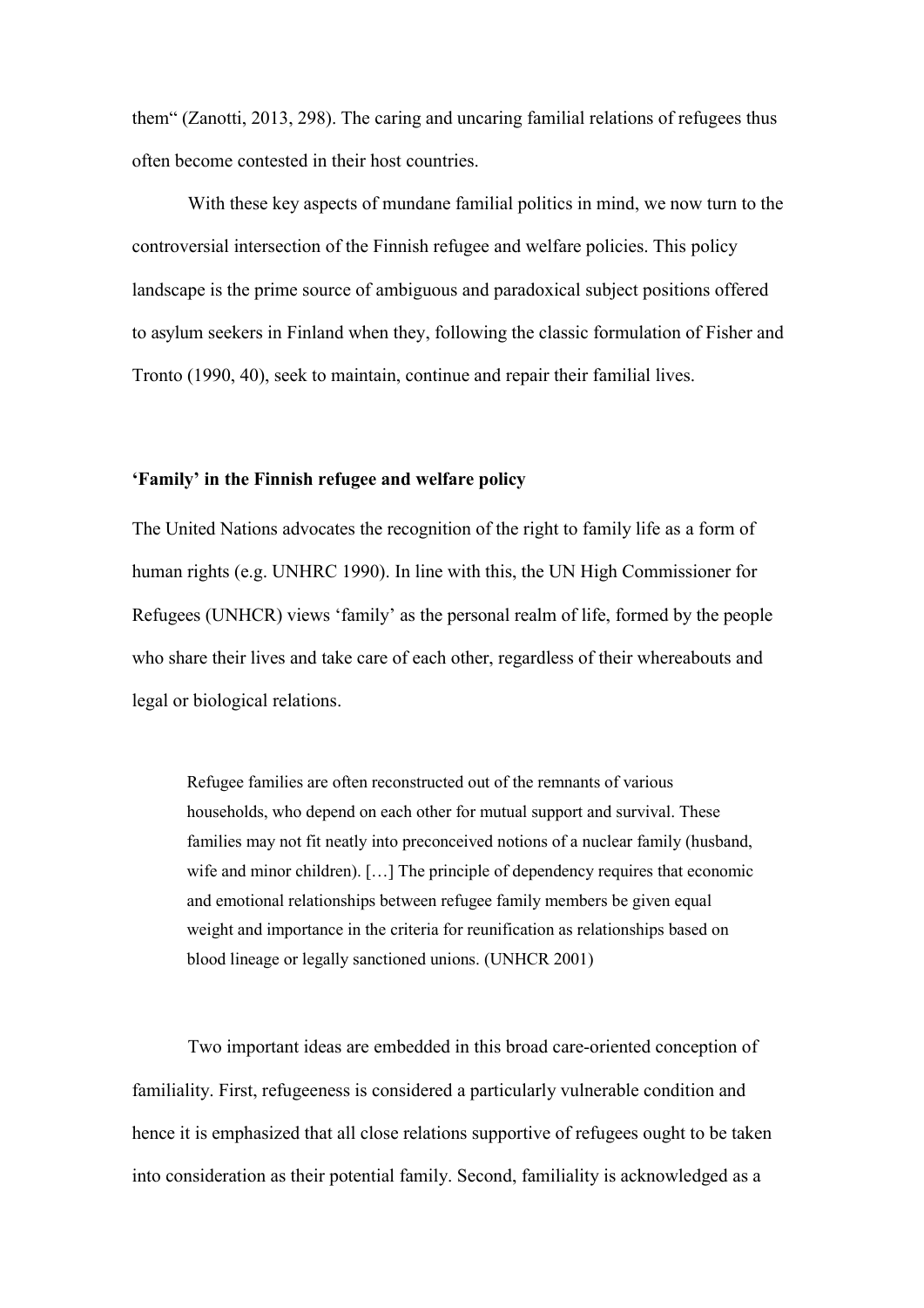them" (Zanotti, 2013, 298). The caring and uncaring familial relations of refugees thus often become contested in their host countries.

With these key aspects of mundane familial politics in mind, we now turn to the controversial intersection of the Finnish refugee and welfare policies. This policy landscape is the prime source of ambiguous and paradoxical subject positions offered to asylum seekers in Finland when they, following the classic formulation of Fisher and Tronto (1990, 40), seek to maintain, continue and repair their familial lives.

### 'Family' in the Finnish refugee and welfare policy

The United Nations advocates the recognition of the right to family life as a form of human rights (e.g. UNHRC 1990). In line with this, the UN High Commissioner for Refugees (UNHCR) views 'family' as the personal realm of life, formed by the people who share their lives and take care of each other, regardless of their whereabouts and legal or biological relations.

> Refugee families are often reconstructed out of the remnants of various households, who depend on each other for mutual support and survival. These families may not fit neatly into preconceived notions of a nuclear family (husband, wife and minor children). […] The principle of dependency requires that economic and emotional relationships between refugee family members be given equal weight and importance in the criteria for reunification as relationships based on blood lineage or legally sanctioned unions. (UNHCR 2001)

Two important ideas are embedded in this broad care-oriented conception of familiality. First, refugeeness is considered a particularly vulnerable condition and hence it is emphasized that all close relations supportive of refugees ought to be taken into consideration as their potential family. Second, familiality is acknowledged as a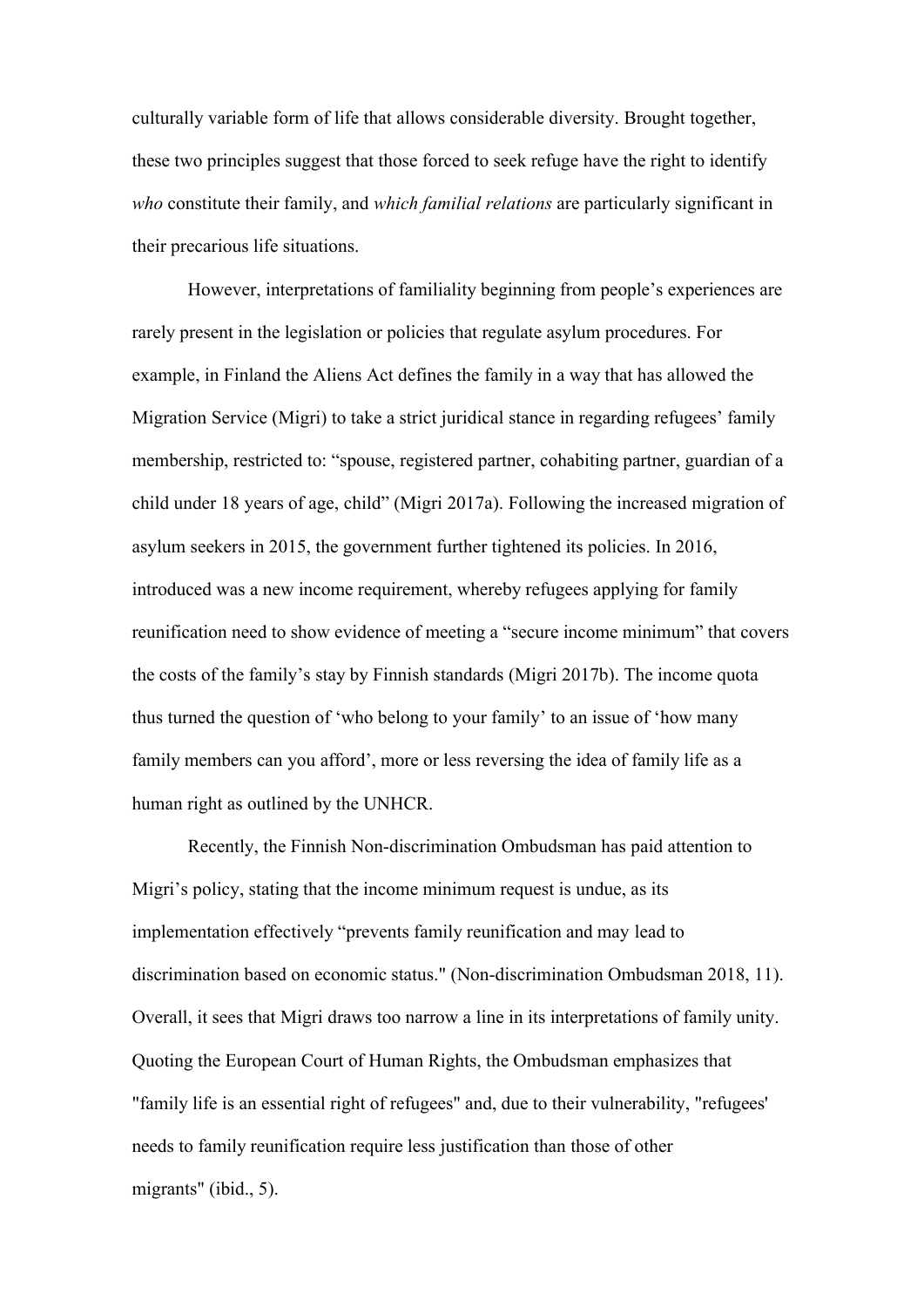culturally variable form of life that allows considerable diversity. Brought together, these two principles suggest that those forced to seek refuge have the right to identify *who* constitute their family, and *which familial relations* are particularly significant in their precarious life situations.

However, interpretations of familiality beginning from people's experiences are rarely present in the legislation or policies that regulate asylum procedures. For example, in Finland the Aliens Act defines the family in a way that has allowed the Migration Service (Migri) to take a strict juridical stance in regarding refugees' family membership, restricted to: "spouse, registered partner, cohabiting partner, guardian of a child under 18 years of age, child" (Migri 2017a). Following the increased migration of asylum seekers in 2015, the government further tightened its policies. In 2016, introduced was a new income requirement, whereby refugees applying for family reunification need to show evidence of meeting a "secure income minimum" that covers the costs of the family's stay by Finnish standards (Migri 2017b). The income quota thus turned the question of 'who belong to your family' to an issue of 'how many family members can you afford', more or less reversing the idea of family life as a human right as outlined by the UNHCR.

Recently, the Finnish Non-discrimination Ombudsman has paid attention to Migri's policy, stating that the income minimum request is undue, as its implementation effectively "prevents family reunification and may lead to discrimination based on economic status." (Non-discrimination Ombudsman 2018, 11). Overall, it sees that Migri draws too narrow a line in its interpretations of family unity. Quoting the European Court of Human Rights, the Ombudsman emphasizes that "family life is an essential right of refugees" and, due to their vulnerability, "refugees' needs to family reunification require less justification than those of other migrants" (ibid., 5).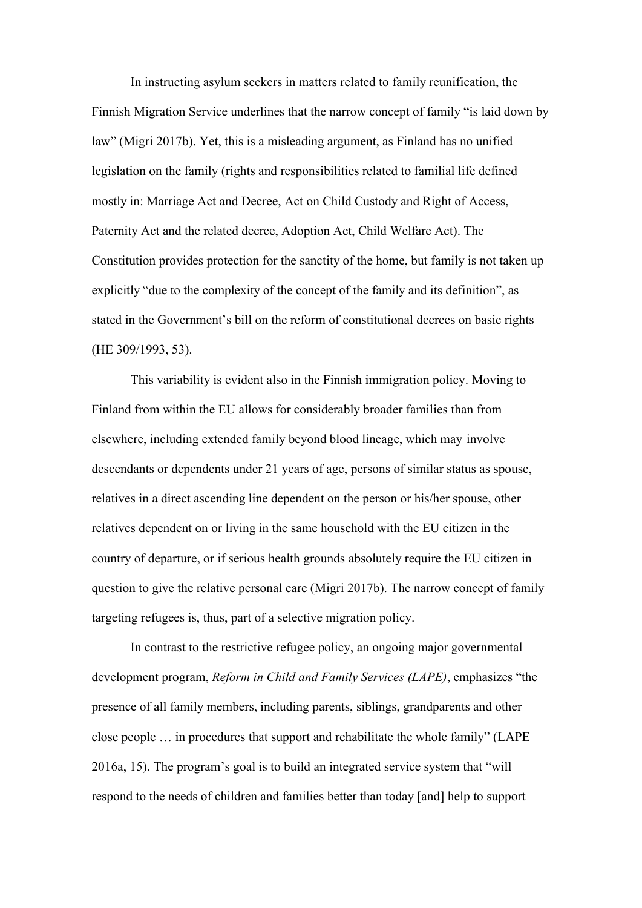In instructing asylum seekers in matters related to family reunification, the Finnish Migration Service underlines that the narrow concept of family "is laid down by law" (Migri 2017b). Yet, this is a misleading argument, as Finland has no unified legislation on the family (rights and responsibilities related to familial life defined mostly in: Marriage Act and Decree, Act on Child Custody and Right of Access, Paternity Act and the related decree, Adoption Act, Child Welfare Act). The Constitution provides protection for the sanctity of the home, but family is not taken up explicitly "due to the complexity of the concept of the family and its definition", as stated in the Government's bill on the reform of constitutional decrees on basic rights (HE 309/1993, 53).

This variability is evident also in the Finnish immigration policy. Moving to Finland from within the EU allows for considerably broader families than from elsewhere, including extended family beyond blood lineage, which may involve descendants or dependents under 21 years of age, persons of similar status as spouse, relatives in a direct ascending line dependent on the person or his/her spouse, other relatives dependent on or living in the same household with the EU citizen in the country of departure, or if serious health grounds absolutely require the EU citizen in question to give the relative personal care (Migri 2017b). The narrow concept of family targeting refugees is, thus, part of a selective migration policy.

In contrast to the restrictive refugee policy, an ongoing major governmental development program, *Reform in Child and Family Services (LAPE)*, emphasizes "the presence of all family members, including parents, siblings, grandparents and other close people … in procedures that support and rehabilitate the whole family" (LAPE 2016a, 15). The program's goal is to build an integrated service system that "will respond to the needs of children and families better than today [and] help to support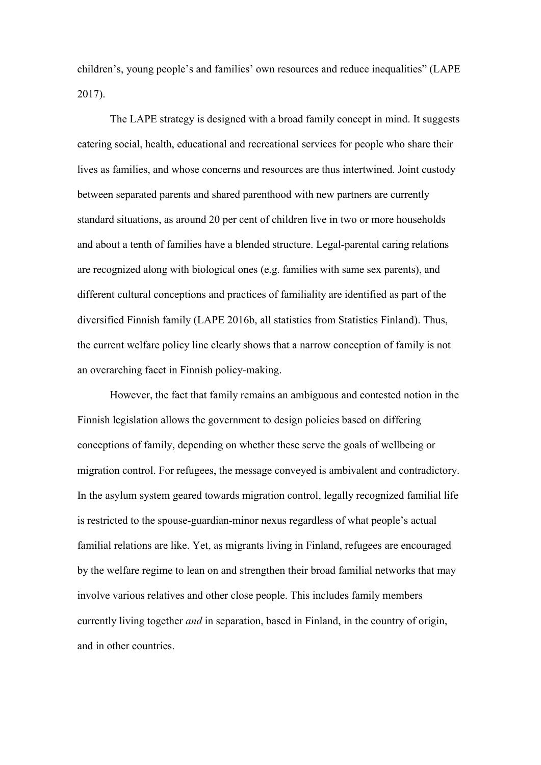children’s, young people’s and families’ own resources and reduce inequalities” (LAPE 2017).

The LAPE strategy is designed with a broad family concept in mind. It suggests catering social, health, educational and recreational services for people who share their lives as families, and whose concerns and resources are thus intertwined. Joint custody between separated parents and shared parenthood with new partners are currently standard situations, as around 20 per cent of children live in two or more households and about a tenth of families have a blended structure. Legal-parental caring relations are recognized along with biological ones (e.g. families with same sex parents), and different cultural conceptions and practices of familiality are identified as part of the diversified Finnish family (LAPE 2016b, all statistics from Statistics Finland). Thus, the current welfare policy line clearly shows that a narrow conception of family is not an overarching facet in Finnish policy-making.

However, the fact that family remains an ambiguous and contested notion in the Finnish legislation allows the government to design policies based on differing conceptions of family, depending on whether these serve the goals of wellbeing or migration control. For refugees, the message conveyed is ambivalent and contradictory. In the asylum system geared towards migration control, legally recognized familial life is restricted to the spouse-guardian-minor nexus regardless of what people’s actual familial relations are like. Yet, as migrants living in Finland, refugees are encouraged by the welfare regime to lean on and strengthen their broad familial networks that may involve various relatives and other close people. This includes family members currently living together *and* in separation, based in Finland, in the country of origin, and in other countries.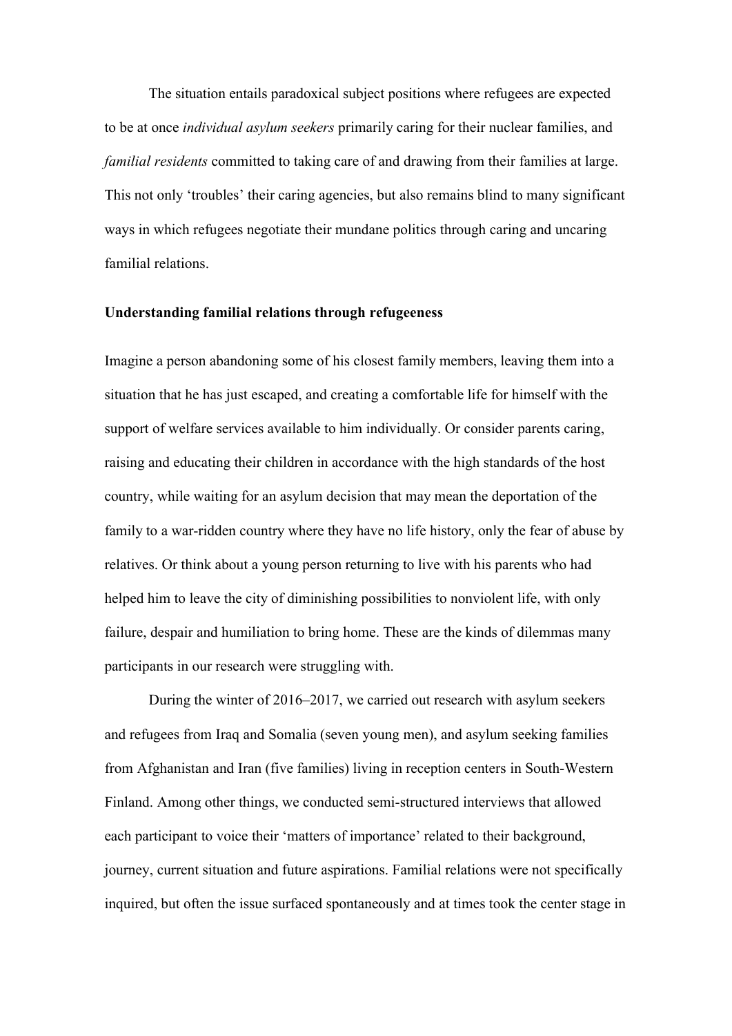The situation entails paradoxical subject positions where refugees are expected to be at once *individual asylum seekers* primarily caring for their nuclear families, and *familial residents* committed to taking care of and drawing from their families at large. This not only 'troubles' their caring agencies, but also remains blind to many significant ways in which refugees negotiate their mundane politics through caring and uncaring familial relations.

**Understanding familial relations through refugeeness**

Imagine a person abandoning some of his closest family members, leaving them into a situation that he has just escaped, and creating a comfortable life for himself with the support of welfare services available to him individually. Or consider parents caring, raising and educating their children in accordance with the high standards of the host country, while waiting for an asylum decision that may mean the deportation of the family to a war-ridden country where they have no life history, only the fear of abuse by relatives. Or think about a young person returning to live with his parents who had helped him to leave the city of diminishing possibilities to nonviolent life, with only failure, despair and humiliation to bring home. These are the kinds of dilemmas many participants in our research were struggling with.

During the winter of 2016–2017, we carried out research with asylum seekers and refugees from Iraq and Somalia (seven young men), and asylum seeking families from Afghanistan and Iran (five families) living in reception centers in South-Western Finland. Among other things, we conducted semi-structured interviews that allowed each participant to voice their 'matters of importance' related to their background, journey, current situation and future aspirations. Familial relations were not specifically inquired, but often the issue surfaced spontaneously and at times took the center stage in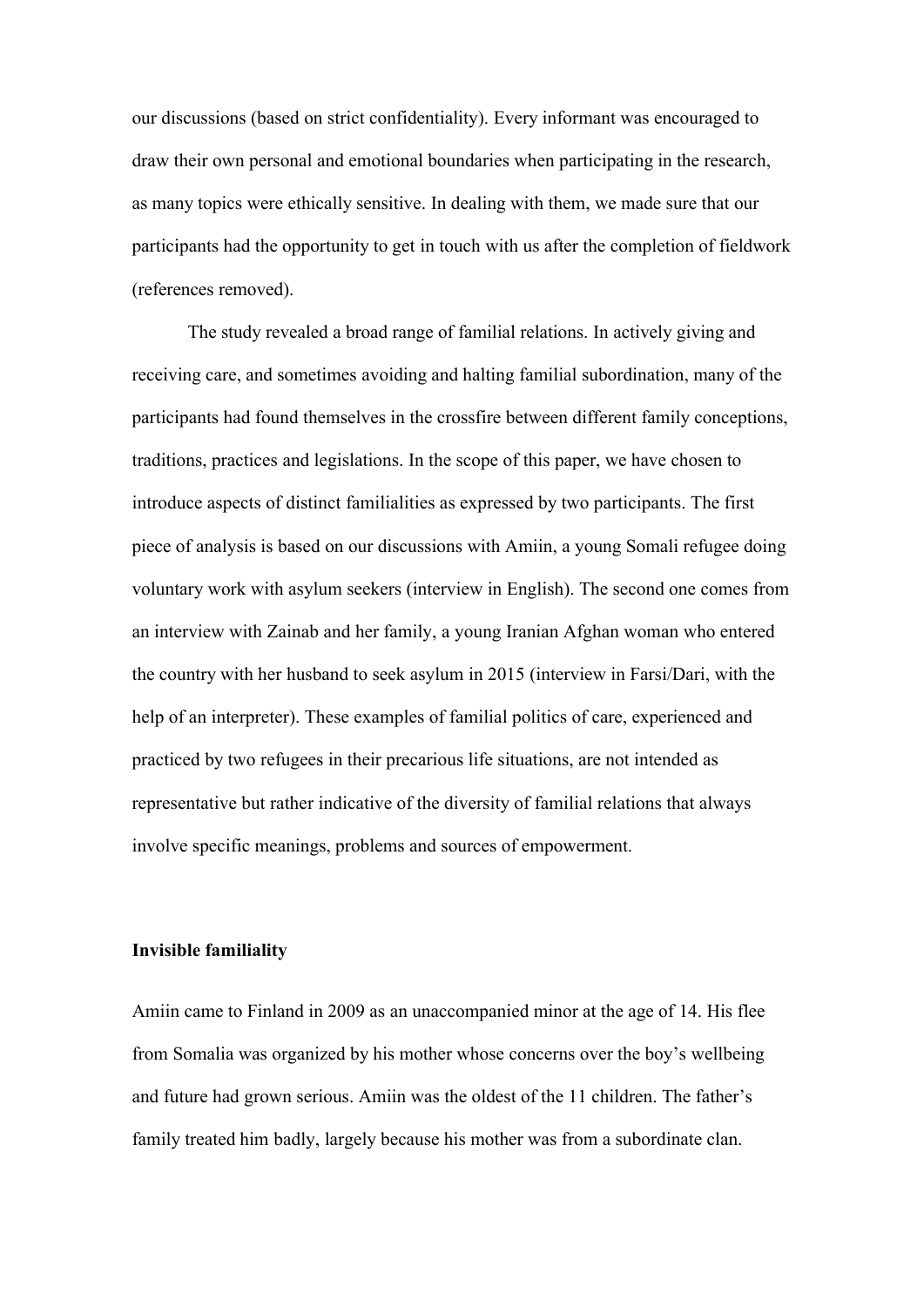our discussions (based on strict confidentiality). Every informant was encouraged to draw their own personal and emotional boundaries when participating in the research, as many topics were ethically sensitive. In dealing with them, we made sure that our participants had the opportunity to get in touch with us after the completion of fieldwork (references removed).

The study revealed a broad range of familial relations. In actively giving and receiving care, and sometimes avoiding and halting familial subordination, many of the participants had found themselves in the crossfire between different family conceptions, traditions, practices and legislations. In the scope of this paper, we have chosen to introduce aspects of distinct familialities as expressed by two participants. The first piece of analysis is based on our discussions with Amiin, a young Somali refugee doing voluntary work with asylum seekers (interview in English). The second one comes from an interview with Zainab and her family, a young Iranian Afghan woman who entered the country with her husband to seek asylum in 2015 (interview in Farsi/Dari, with the help of an interpreter). These examples of familial politics of care, experienced and practiced by two refugees in their precarious life situations, are not intended as representative but rather indicative of the diversity of familial relations that always involve specific meanings, problems and sources of empowerment.

**Invisible familiality**

Amiin came to Finland in 2009 as an unaccompanied minor at the age of 14. His flee from Somalia was organized by his mother whose concerns over the boy's wellbeing and future had grown serious. Amiin was the oldest of the 11 children. The father's family treated him badly, largely because his mother was from a subordinate clan.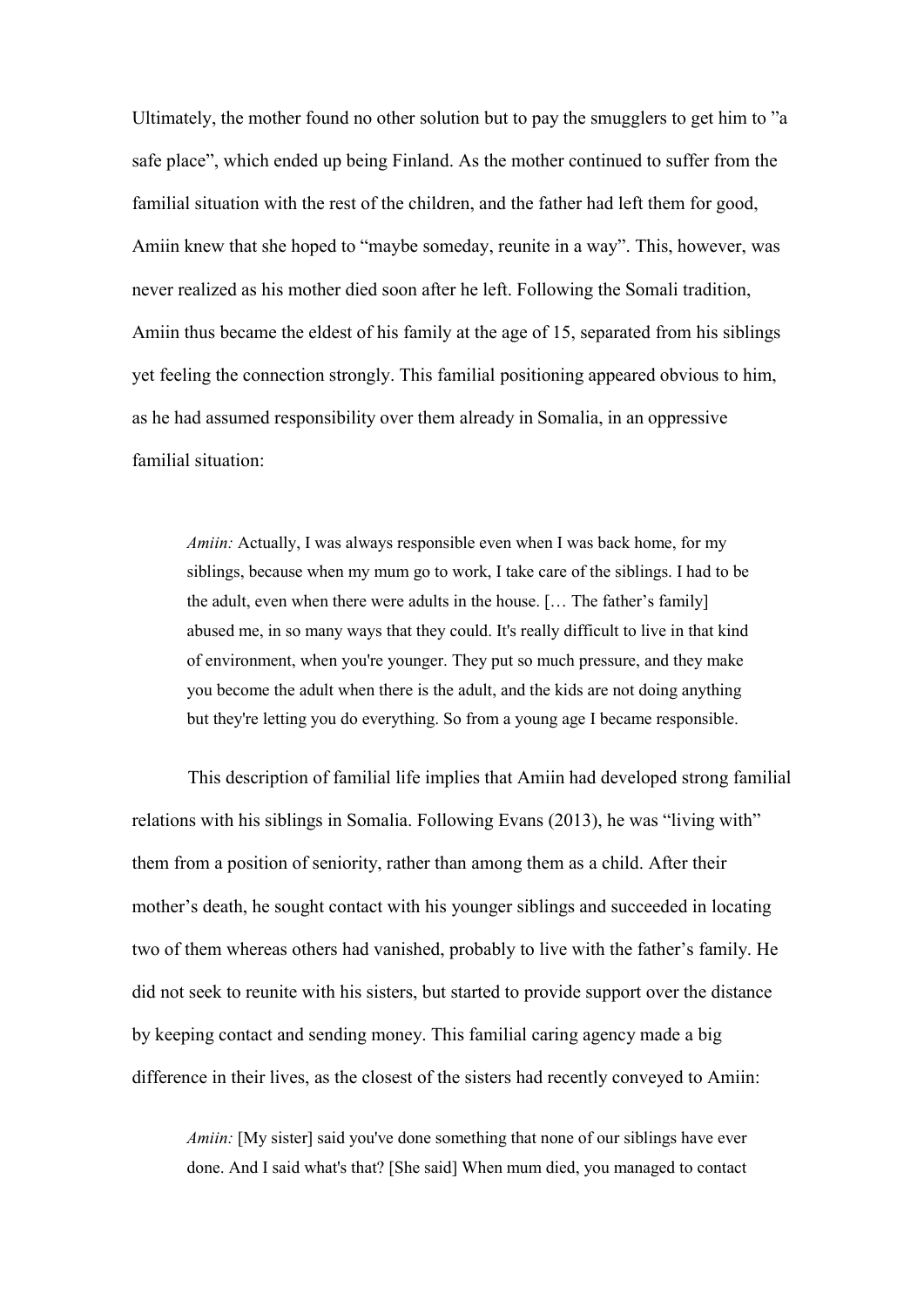Ultimately, the mother found no other solution but to pay the smugglers to get him to ”a safe place”, which ended up being Finland. As the mother continued to suffer from the familial situation with the rest of the children, and the father had left them for good, Amiin knew that she hoped to “maybe someday, reunite in a way”. This, however, was never realized as his mother died soon after he left. Following the Somali tradition, Amiin thus became the eldest of his family at the age of 15, separated from his siblings yet feeling the connection strongly. This familial positioning appeared obvious to him, as he had assumed responsibility over them already in Somalia, in an oppressive familial situation:

> *Amiin:* Actually, I was always responsible even when I was back home, for my siblings, because when my mum go to work, I take care of the siblings. I had to be the adult, even when there were adults in the house. [… The father’s family] abused me, in so many ways that they could. It's really difficult to live in that kind of environment, when you're younger. They put so much pressure, and they make you become the adult when there is the adult, and the kids are not doing anything but they're letting you do everything. So from a young age I became responsible.

This description of familial life implies that Amiin had developed strong familial relations with his siblings in Somalia. Following Evans (2013), he was “living with” them from a position of seniority, rather than among them as a child. After their mother’s death, he sought contact with his younger siblings and succeeded in locating two of them whereas others had vanished, probably to live with the father’s family. He did not seek to reunite with his sisters, but started to provide support over the distance by keeping contact and sending money. This familial caring agency made a big difference in their lives, as the closest of the sisters had recently conveyed to Amiin:

> *Amiin:* [My sister] said you've done something that none of our siblings have ever done. And I said what's that? [She said] When mum died, you managed to contact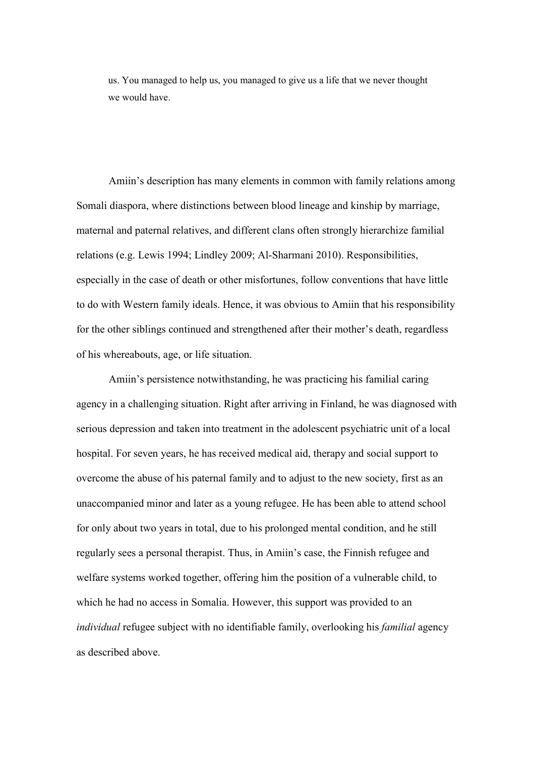> us. You managed to help us, you managed to give us a life that we never thought we would have.

Amiin's description has many elements in common with family relations among Somali diaspora, where distinctions between blood lineage and kinship by marriage, maternal and paternal relatives, and different clans often strongly hierarchize familial relations (e.g. Lewis 1994; Lindley 2009; Al-Sharmani 2010). Responsibilities, especially in the case of death or other misfortunes, follow conventions that have little to do with Western family ideals. Hence, it was obvious to Amiin that his responsibility for the other siblings continued and strengthened after their mother's death, regardless of his whereabouts, age, or life situation.

Amiin's persistence notwithstanding, he was practicing his familial caring agency in a challenging situation. Right after arriving in Finland, he was diagnosed with serious depression and taken into treatment in the adolescent psychiatric unit of a local hospital. For seven years, he has received medical aid, therapy and social support to overcome the abuse of his paternal family and to adjust to the new society, first as an unaccompanied minor and later as a young refugee. He has been able to attend school for only about two years in total, due to his prolonged mental condition, and he still regularly sees a personal therapist. Thus, in Amiin's case, the Finnish refugee and welfare systems worked together, offering him the position of a vulnerable child, to which he had no access in Somalia. However, this support was provided to an *individual* refugee subject with no identifiable family, overlooking his *familial* agency as described above.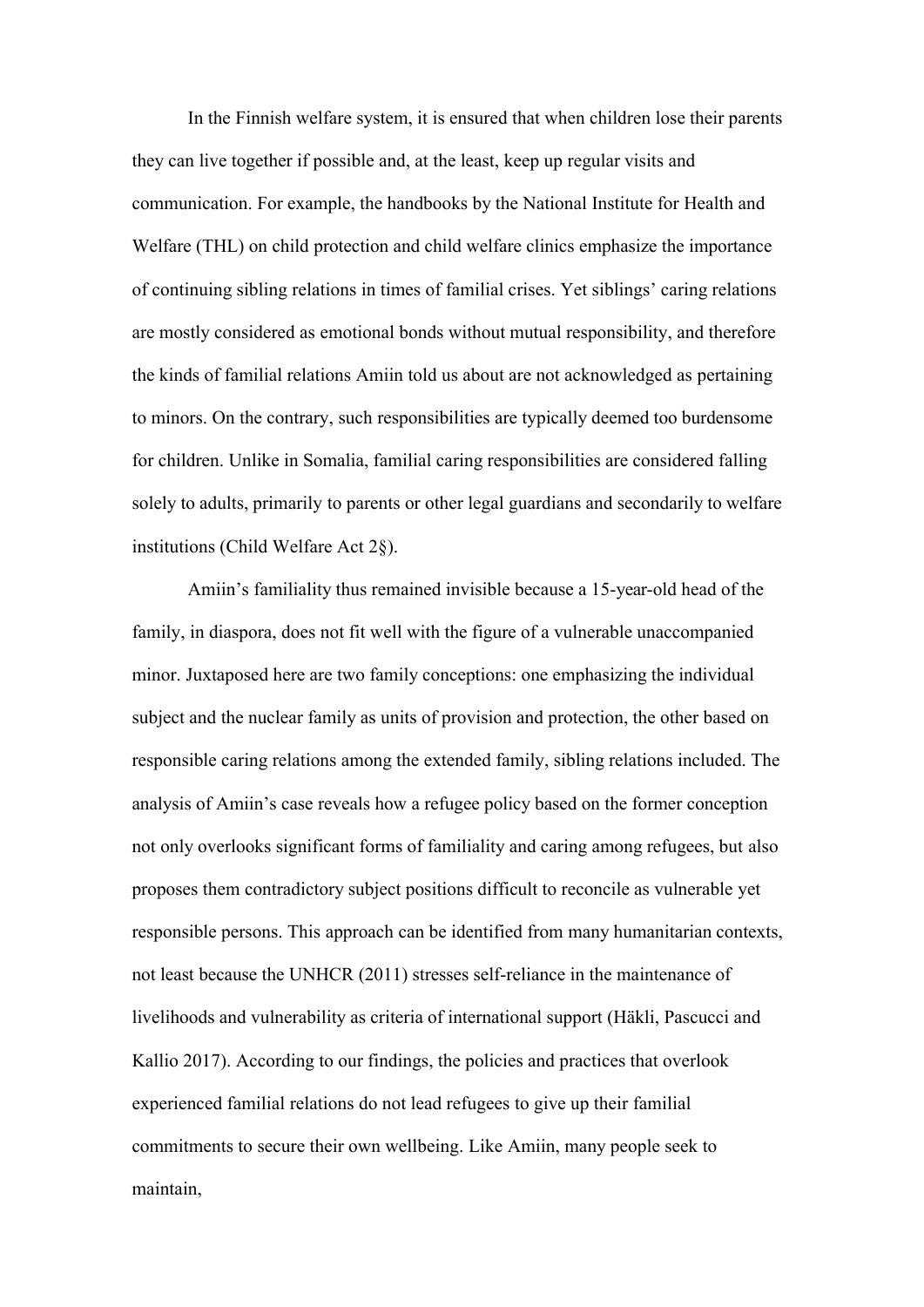In the Finnish welfare system, it is ensured that when children lose their parents they can live together if possible and, at the least, keep up regular visits and communication. For example, the handbooks by the National Institute for Health and Welfare (THL) on child protection and child welfare clinics emphasize the importance of continuing sibling relations in times of familial crises. Yet siblings' caring relations are mostly considered as emotional bonds without mutual responsibility, and therefore the kinds of familial relations Amiin told us about are not acknowledged as pertaining to minors. On the contrary, such responsibilities are typically deemed too burdensome for children. Unlike in Somalia, familial caring responsibilities are considered falling solely to adults, primarily to parents or other legal guardians and secondarily to welfare institutions (Child Welfare Act 2§).

Amiin's familiality thus remained invisible because a 15-year-old head of the family, in diaspora, does not fit well with the figure of a vulnerable unaccompanied minor. Juxtaposed here are two family conceptions: one emphasizing the individual subject and the nuclear family as units of provision and protection, the other based on responsible caring relations among the extended family, sibling relations included. The analysis of Amiin's case reveals how a refugee policy based on the former conception not only overlooks significant forms of familiality and caring among refugees, but also proposes them contradictory subject positions difficult to reconcile as vulnerable yet responsible persons. This approach can be identified from many humanitarian contexts, not least because the UNHCR (2011) stresses self-reliance in the maintenance of livelihoods and vulnerability as criteria of international support (Häkli, Pascucci and Kallio 2017). According to our findings, the policies and practices that overlook experienced familial relations do not lead refugees to give up their familial commitments to secure their own wellbeing. Like Amiin, many people seek to maintain,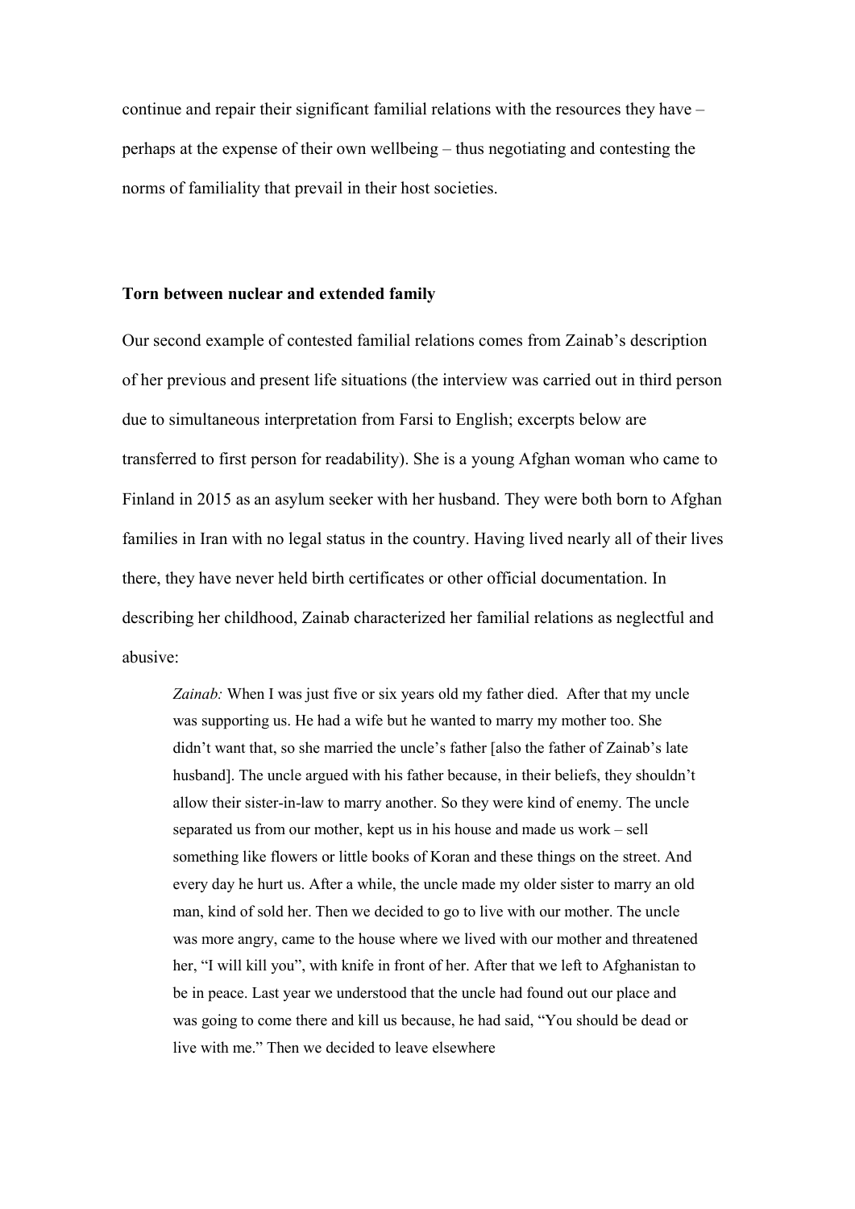continue and repair their significant familial relations with the resources they have – perhaps at the expense of their own wellbeing – thus negotiating and contesting the norms of familiality that prevail in their host societies.

### Torn between nuclear and extended family

Our second example of contested familial relations comes from Zainab's description of her previous and present life situations (the interview was carried out in third person due to simultaneous interpretation from Farsi to English; excerpts below are transferred to first person for readability). She is a young Afghan woman who came to Finland in 2015 as an asylum seeker with her husband. They were both born to Afghan families in Iran with no legal status in the country. Having lived nearly all of their lives there, they have never held birth certificates or other official documentation. In describing her childhood, Zainab characterized her familial relations as neglectful and abusive:

> *Zainab:* When I was just five or six years old my father died. After that my uncle was supporting us. He had a wife but he wanted to marry my mother too. She didn't want that, so she married the uncle's father [also the father of Zainab's late husband]. The uncle argued with his father because, in their beliefs, they shouldn't allow their sister-in-law to marry another. So they were kind of enemy. The uncle separated us from our mother, kept us in his house and made us work – sell something like flowers or little books of Koran and these things on the street. And every day he hurt us. After a while, the uncle made my older sister to marry an old man, kind of sold her. Then we decided to go to live with our mother. The uncle was more angry, came to the house where we lived with our mother and threatened her, "I will kill you", with knife in front of her. After that we left to Afghanistan to be in peace. Last year we understood that the uncle had found out our place and was going to come there and kill us because, he had said, "You should be dead or live with me." Then we decided to leave elsewhere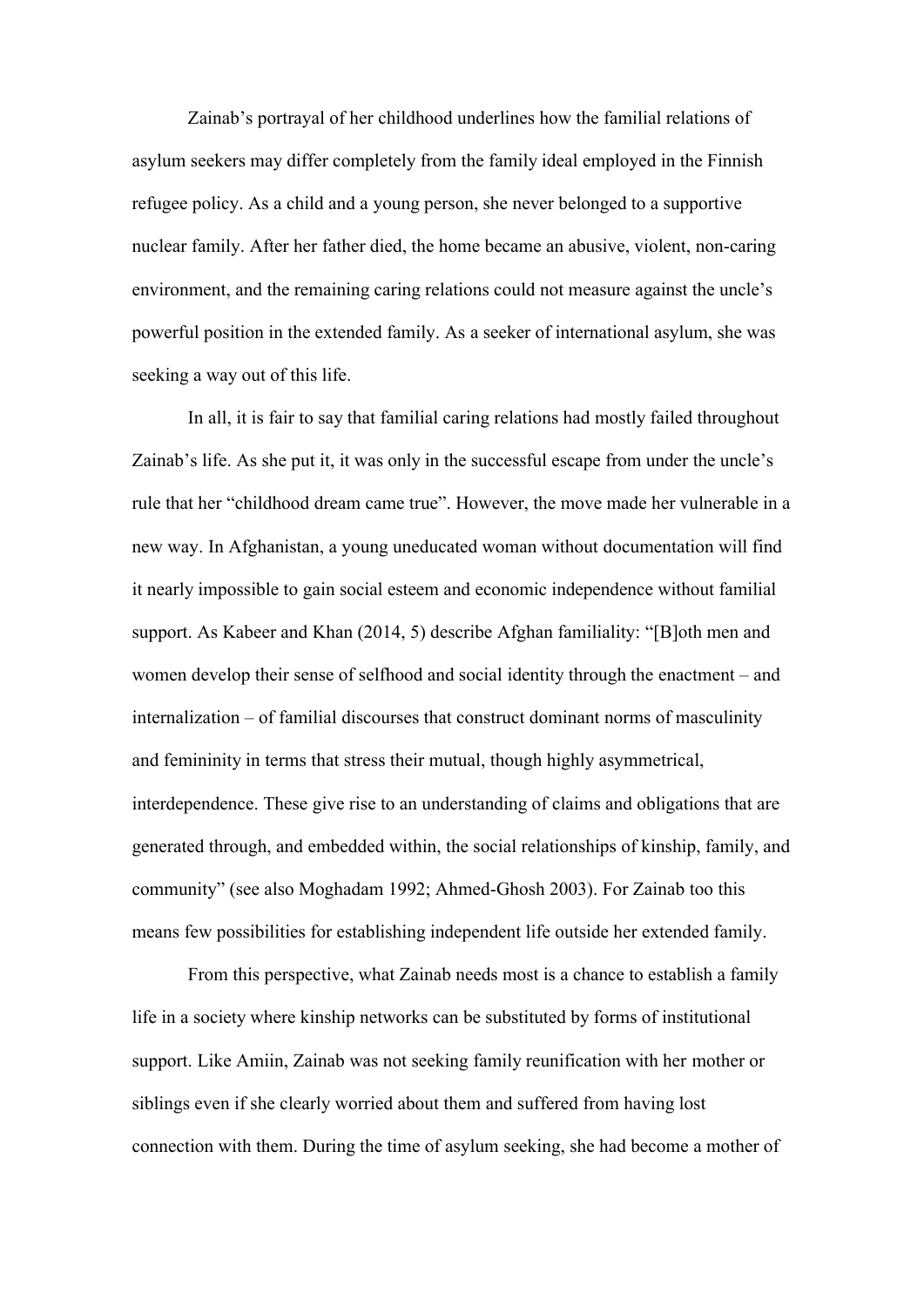Zainab's portrayal of her childhood underlines how the familial relations of asylum seekers may differ completely from the family ideal employed in the Finnish refugee policy. As a child and a young person, she never belonged to a supportive nuclear family. After her father died, the home became an abusive, violent, non-caring environment, and the remaining caring relations could not measure against the uncle's powerful position in the extended family. As a seeker of international asylum, she was seeking a way out of this life.

In all, it is fair to say that familial caring relations had mostly failed throughout Zainab's life. As she put it, it was only in the successful escape from under the uncle's rule that her "childhood dream came true". However, the move made her vulnerable in a new way. In Afghanistan, a young uneducated woman without documentation will find it nearly impossible to gain social esteem and economic independence without familial support. As Kabeer and Khan (2014, 5) describe Afghan familiality: "[B]oth men and women develop their sense of selfhood and social identity through the enactment – and internalization – of familial discourses that construct dominant norms of masculinity and femininity in terms that stress their mutual, though highly asymmetrical, interdependence. These give rise to an understanding of claims and obligations that are generated through, and embedded within, the social relationships of kinship, family, and community" (see also Moghadam 1992; Ahmed-Ghosh 2003). For Zainab too this means few possibilities for establishing independent life outside her extended family.

From this perspective, what Zainab needs most is a chance to establish a family life in a society where kinship networks can be substituted by forms of institutional support. Like Amiin, Zainab was not seeking family reunification with her mother or siblings even if she clearly worried about them and suffered from having lost connection with them. During the time of asylum seeking, she had become a mother of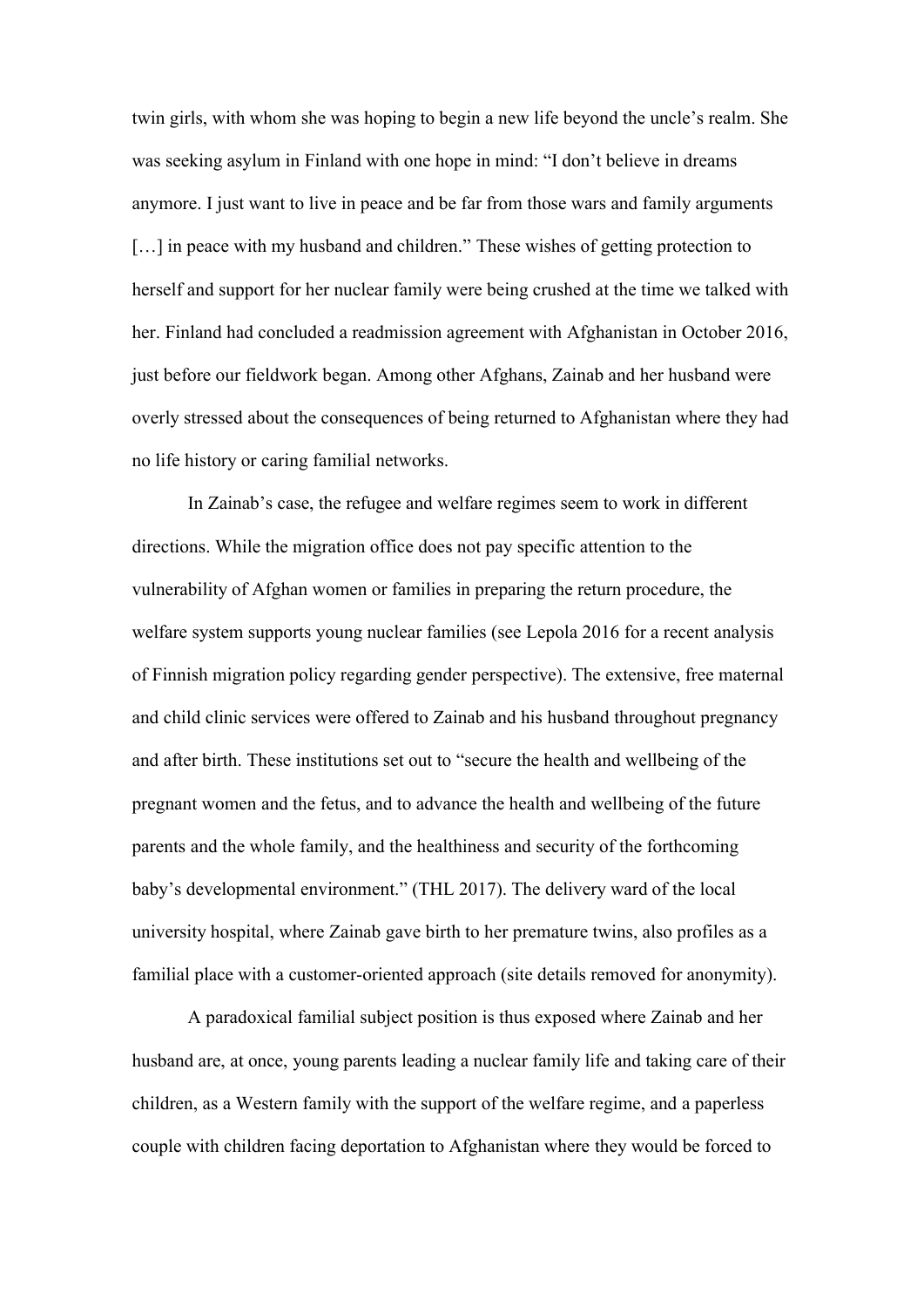twin girls, with whom she was hoping to begin a new life beyond the uncle's realm. She was seeking asylum in Finland with one hope in mind: "I don't believe in dreams anymore. I just want to live in peace and be far from those wars and family arguments […] in peace with my husband and children." These wishes of getting protection to herself and support for her nuclear family were being crushed at the time we talked with her. Finland had concluded a readmission agreement with Afghanistan in October 2016, just before our fieldwork began. Among other Afghans, Zainab and her husband were overly stressed about the consequences of being returned to Afghanistan where they had no life history or caring familial networks.

In Zainab's case, the refugee and welfare regimes seem to work in different directions. While the migration office does not pay specific attention to the vulnerability of Afghan women or families in preparing the return procedure, the welfare system supports young nuclear families (see Lepola 2016 for a recent analysis of Finnish migration policy regarding gender perspective). The extensive, free maternal and child clinic services were offered to Zainab and his husband throughout pregnancy and after birth. These institutions set out to "secure the health and wellbeing of the pregnant women and the fetus, and to advance the health and wellbeing of the future parents and the whole family, and the healthiness and security of the forthcoming baby's developmental environment." (THL 2017). The delivery ward of the local university hospital, where Zainab gave birth to her premature twins, also profiles as a familial place with a customer-oriented approach (site details removed for anonymity).

A paradoxical familial subject position is thus exposed where Zainab and her husband are, at once, young parents leading a nuclear family life and taking care of their children, as a Western family with the support of the welfare regime, and a paperless couple with children facing deportation to Afghanistan where they would be forced to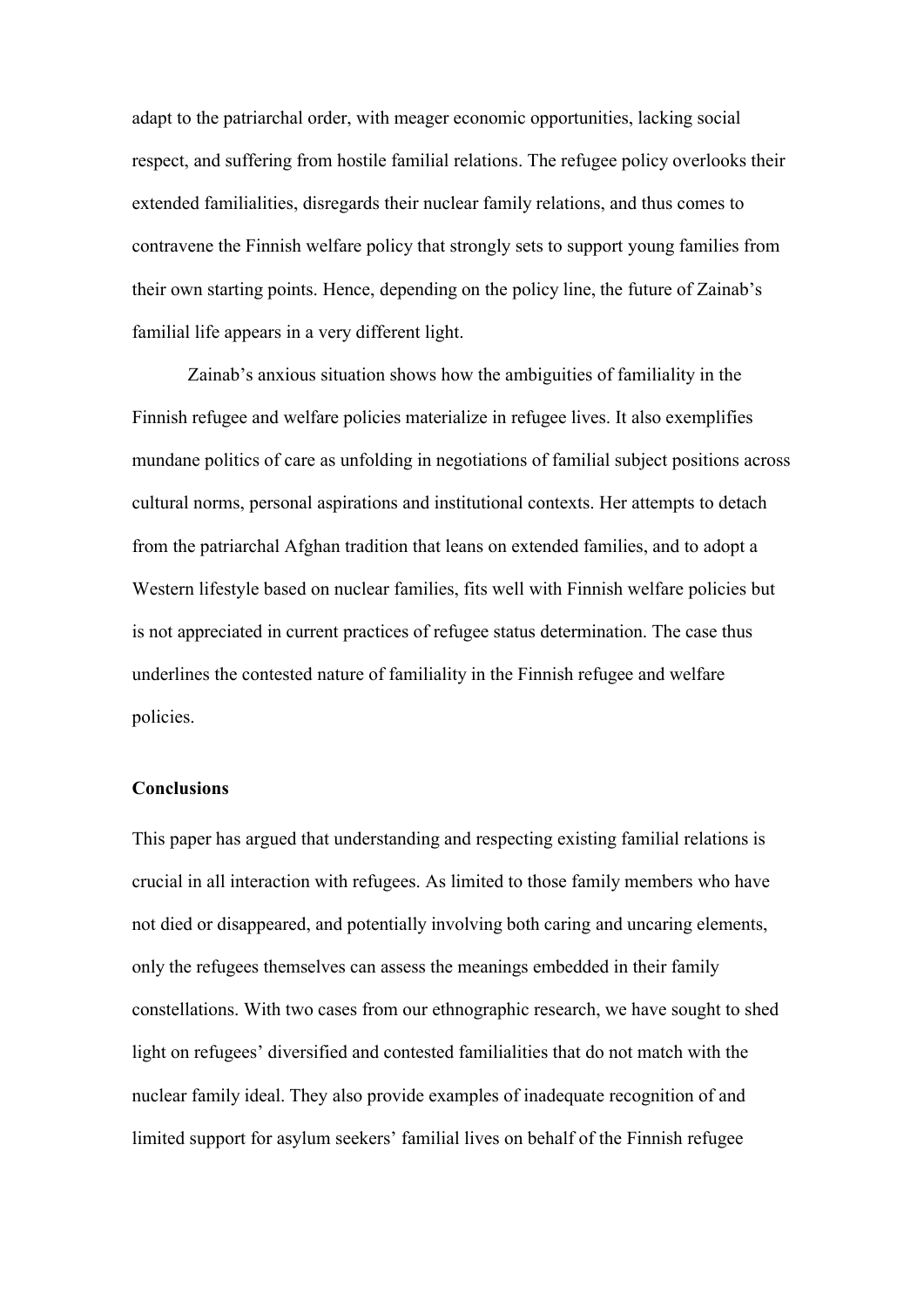adapt to the patriarchal order, with meager economic opportunities, lacking social respect, and suffering from hostile familial relations. The refugee policy overlooks their extended familialities, disregards their nuclear family relations, and thus comes to contravene the Finnish welfare policy that strongly sets to support young families from their own starting points. Hence, depending on the policy line, the future of Zainab's familial life appears in a very different light.

Zainab's anxious situation shows how the ambiguities of familiality in the Finnish refugee and welfare policies materialize in refugee lives. It also exemplifies mundane politics of care as unfolding in negotiations of familial subject positions across cultural norms, personal aspirations and institutional contexts. Her attempts to detach from the patriarchal Afghan tradition that leans on extended families, and to adopt a Western lifestyle based on nuclear families, fits well with Finnish welfare policies but is not appreciated in current practices of refugee status determination. The case thus underlines the contested nature of familiality in the Finnish refugee and welfare policies.

**Conclusions**

This paper has argued that understanding and respecting existing familial relations is crucial in all interaction with refugees. As limited to those family members who have not died or disappeared, and potentially involving both caring and uncaring elements, only the refugees themselves can assess the meanings embedded in their family constellations. With two cases from our ethnographic research, we have sought to shed light on refugees' diversified and contested familialities that do not match with the nuclear family ideal. They also provide examples of inadequate recognition of and limited support for asylum seekers' familial lives on behalf of the Finnish refugee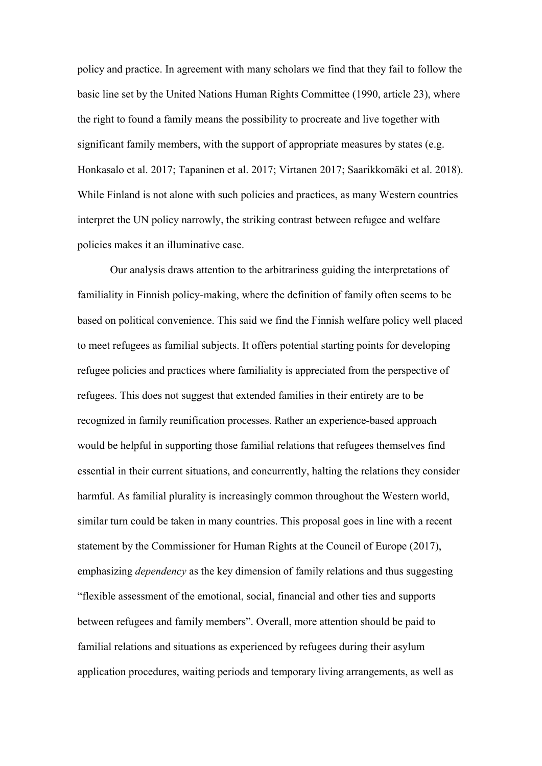policy and practice. In agreement with many scholars we find that they fail to follow the basic line set by the United Nations Human Rights Committee (1990, article 23), where the right to found a family means the possibility to procreate and live together with significant family members, with the support of appropriate measures by states (e.g. Honkasalo et al. 2017; Tapaninen et al. 2017; Virtanen 2017; Saarikkomäki et al. 2018). While Finland is not alone with such policies and practices, as many Western countries interpret the UN policy narrowly, the striking contrast between refugee and welfare policies makes it an illuminative case.

Our analysis draws attention to the arbitrariness guiding the interpretations of familiality in Finnish policy-making, where the definition of family often seems to be based on political convenience. This said we find the Finnish welfare policy well placed to meet refugees as familial subjects. It offers potential starting points for developing refugee policies and practices where familiality is appreciated from the perspective of refugees. This does not suggest that extended families in their entirety are to be recognized in family reunification processes. Rather an experience-based approach would be helpful in supporting those familial relations that refugees themselves find essential in their current situations, and concurrently, halting the relations they consider harmful. As familial plurality is increasingly common throughout the Western world, similar turn could be taken in many countries. This proposal goes in line with a recent statement by the Commissioner for Human Rights at the Council of Europe (2017), emphasizing *dependency* as the key dimension of family relations and thus suggesting "flexible assessment of the emotional, social, financial and other ties and supports between refugees and family members". Overall, more attention should be paid to familial relations and situations as experienced by refugees during their asylum application procedures, waiting periods and temporary living arrangements, as well as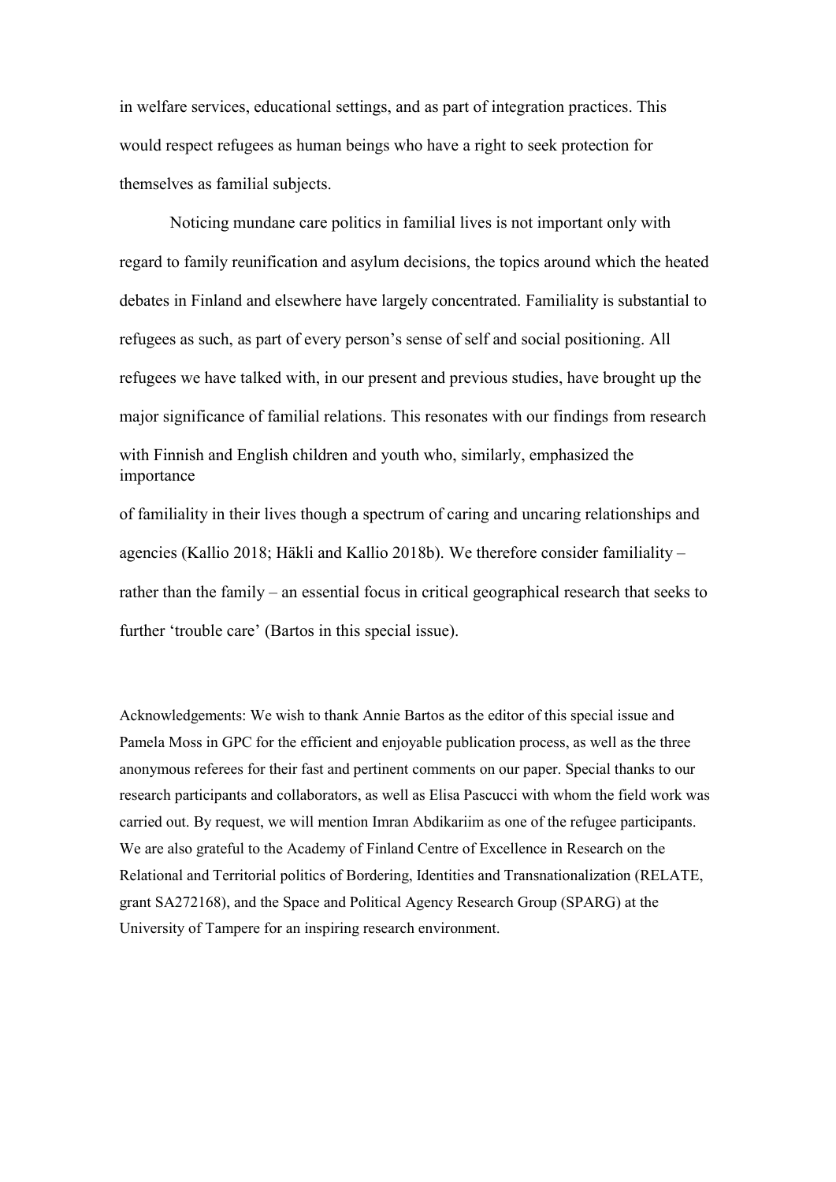in welfare services, educational settings, and as part of integration practices. This would respect refugees as human beings who have a right to seek protection for themselves as familial subjects.

Noticing mundane care politics in familial lives is not important only with regard to family reunification and asylum decisions, the topics around which the heated debates in Finland and elsewhere have largely concentrated. Familiality is substantial to refugees as such, as part of every person's sense of self and social positioning. All refugees we have talked with, in our present and previous studies, have brought up the major significance of familial relations. This resonates with our findings from research with Finnish and English children and youth who, similarly, emphasized the importance of familiality in their lives though a spectrum of caring and uncaring relationships and agencies (Kallio 2018; Häkli and Kallio 2018b). We therefore consider familiality – rather than the family – an essential focus in critical geographical research that seeks to further 'trouble care' (Bartos in this special issue).

Acknowledgements: We wish to thank Annie Bartos as the editor of this special issue and Pamela Moss in GPC for the efficient and enjoyable publication process, as well as the three anonymous referees for their fast and pertinent comments on our paper. Special thanks to our research participants and collaborators, as well as Elisa Pascucci with whom the field work was carried out. By request, we will mention Imran Abdikariim as one of the refugee participants. We are also grateful to the Academy of Finland Centre of Excellence in Research on the Relational and Territorial politics of Bordering, Identities and Transnationalization (RELATE, grant SA272168), and the Space and Political Agency Research Group (SPARG) at the University of Tampere for an inspiring research environment.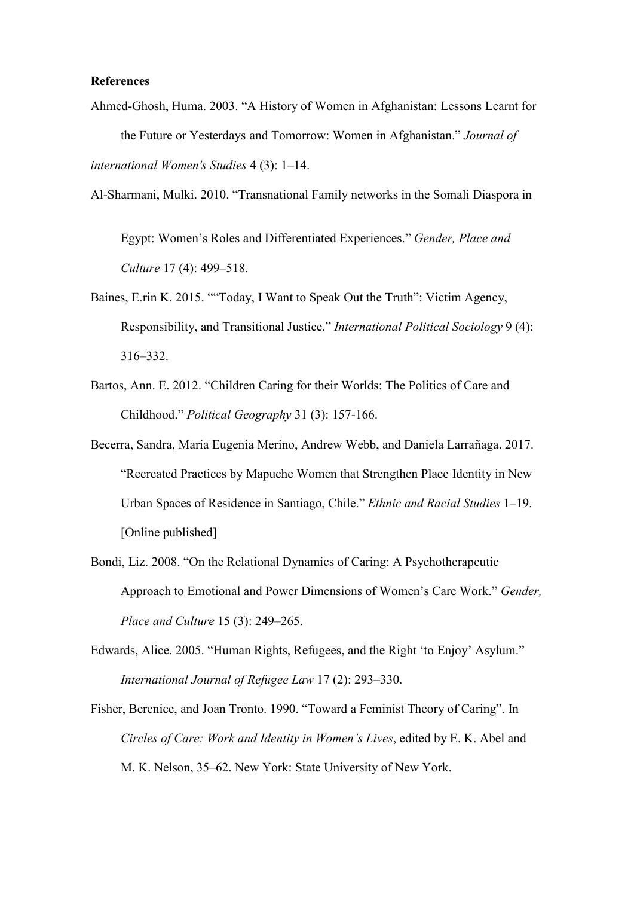**References**

Ahmed-Ghosh, Huma. 2003. "A History of Women in Afghanistan: Lessons Learnt for the Future or Yesterdays and Tomorrow: Women in Afghanistan." *Journal of international Women's Studies* 4 (3): 1–14.

Al-Sharmani, Mulki. 2010. "Transnational Family networks in the Somali Diaspora in Egypt: Women's Roles and Differentiated Experiences." *Gender, Place and Culture* 17 (4): 499–518.

Baines, E.rin K. 2015. ""Today, I Want to Speak Out the Truth": Victim Agency, Responsibility, and Transitional Justice." *International Political Sociology* 9 (4): 316–332.

Bartos, Ann. E. 2012. "Children Caring for their Worlds: The Politics of Care and Childhood." *Political Geography* 31 (3): 157-166.

Becerra, Sandra, María Eugenia Merino, Andrew Webb, and Daniela Larrañaga. 2017. "Recreated Practices by Mapuche Women that Strengthen Place Identity in New Urban Spaces of Residence in Santiago, Chile." *Ethnic and Racial Studies* 1–19. [Online published]

Bondi, Liz. 2008. "On the Relational Dynamics of Caring: A Psychotherapeutic Approach to Emotional and Power Dimensions of Women's Care Work." *Gender, Place and Culture* 15 (3): 249–265.

Edwards, Alice. 2005. "Human Rights, Refugees, and the Right 'to Enjoy' Asylum." *International Journal of Refugee Law* 17 (2): 293–330.

Fisher, Berenice, and Joan Tronto. 1990. "Toward a Feminist Theory of Caring". In *Circles of Care: Work and Identity in Women's Lives*, edited by E. K. Abel and M. K. Nelson, 35–62. New York: State University of New York.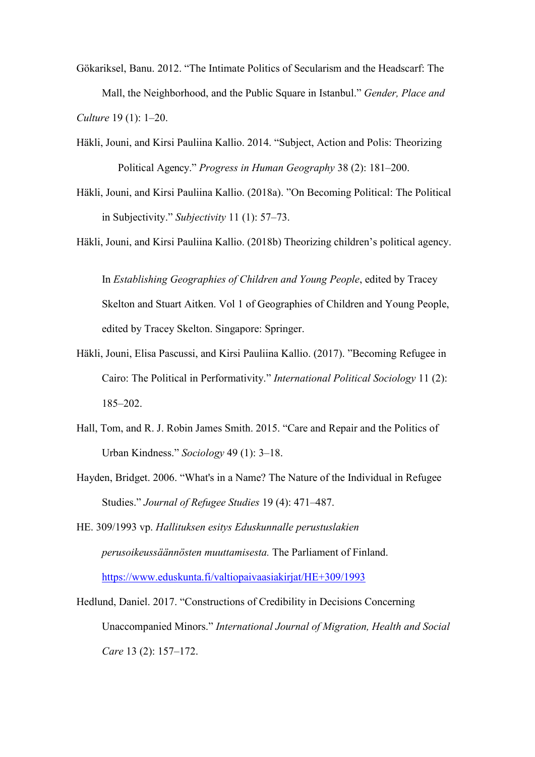Gökariksel, Banu. 2012. "The Intimate Politics of Secularism and the Headscarf: The Mall, the Neighborhood, and the Public Square in Istanbul." *Gender, Place and Culture* 19 (1): 1–20.

Häkli, Jouni, and Kirsi Pauliina Kallio. 2014. "Subject, Action and Polis: Theorizing Political Agency." *Progress in Human Geography* 38 (2): 181–200.

Häkli, Jouni, and Kirsi Pauliina Kallio. (2018a). "On Becoming Political: The Political in Subjectivity." *Subjectivity* 11 (1): 57–73.

Häkli, Jouni, and Kirsi Pauliina Kallio. (2018b) Theorizing children's political agency. In *Establishing Geographies of Children and Young People*, edited by Tracey Skelton and Stuart Aitken. Vol 1 of Geographies of Children and Young People, edited by Tracey Skelton. Singapore: Springer.

Häkli, Jouni, Elisa Pascussi, and Kirsi Pauliina Kallio. (2017). "Becoming Refugee in Cairo: The Political in Performativity." *International Political Sociology* 11 (2): 185–202.

Hall, Tom, and R. J. Robin James Smith. 2015. "Care and Repair and the Politics of Urban Kindness." *Sociology* 49 (1): 3–18.

Hayden, Bridget. 2006. "What's in a Name? The Nature of the Individual in Refugee Studies." *Journal of Refugee Studies* 19 (4): 471–487.

HE. 309/1993 vp. *Hallituksen esitys Eduskunnalle perustuslakien perusoikeussäännösten muuttamisesta.* The Parliament of Finland. https://www.eduskunta.fi/valtiopaivaasiakirjat/HE+309/1993

Hedlund, Daniel. 2017. "Constructions of Credibility in Decisions Concerning Unaccompanied Minors." *International Journal of Migration, Health and Social Care* 13 (2): 157–172.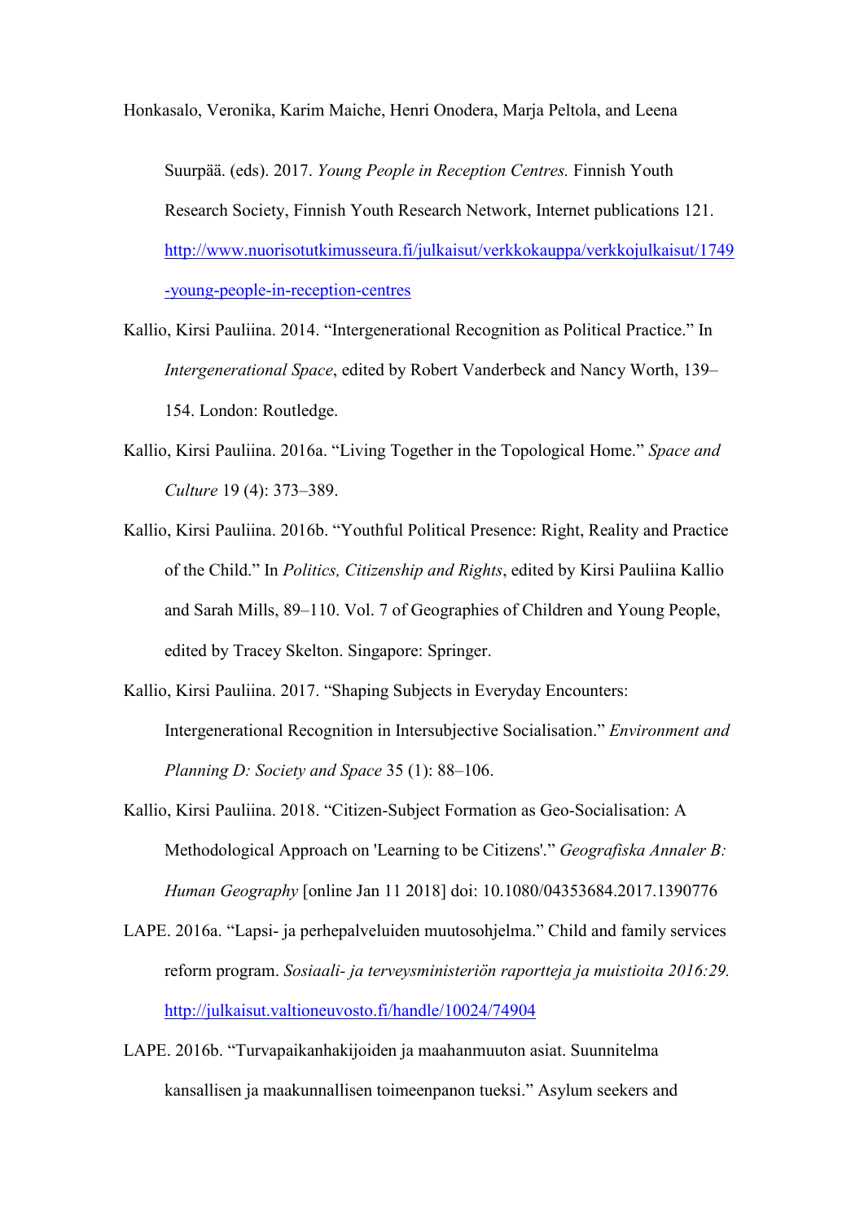Honkasalo, Veronika, Karim Maiche, Henri Onodera, Marja Peltola, and Leena Suurpää. (eds). 2017. *Young People in Reception Centres.* Finnish Youth Research Society, Finnish Youth Research Network, Internet publications 121. http://www.nuorisotutkimusseura.fi/julkaisut/verkkokauppa/verkkojulkaisut/1749-young-people-in-reception-centres

Kallio, Kirsi Pauliina. 2014. "Intergenerational Recognition as Political Practice." In *Intergenerational Space*, edited by Robert Vanderbeck and Nancy Worth, 139–154. London: Routledge.

Kallio, Kirsi Pauliina. 2016a. "Living Together in the Topological Home." *Space and Culture* 19 (4): 373–389.

Kallio, Kirsi Pauliina. 2016b. "Youthful Political Presence: Right, Reality and Practice of the Child." In *Politics, Citizenship and Rights*, edited by Kirsi Pauliina Kallio and Sarah Mills, 89–110. Vol. 7 of Geographies of Children and Young People, edited by Tracey Skelton. Singapore: Springer.

Kallio, Kirsi Pauliina. 2017. "Shaping Subjects in Everyday Encounters: Intergenerational Recognition in Intersubjective Socialisation." *Environment and Planning D: Society and Space* 35 (1): 88–106.

Kallio, Kirsi Pauliina. 2018. "Citizen-Subject Formation as Geo-Socialisation: A Methodological Approach on 'Learning to be Citizens'." *Geografiska Annaler B: Human Geography* [online Jan 11 2018] doi: 10.1080/04353684.2017.1390776

LAPE. 2016a. "Lapsi- ja perhepalveluiden muutosohjelma." Child and family services reform program. *Sosiaali- ja terveysministeriön raportteja ja muistioita 2016:29.* http://julkaisut.valtioneuvosto.fi/handle/10024/74904

LAPE. 2016b. "Turvapaikanhakijoiden ja maahanmuuton asiat. Suunnitelma kansallisen ja maakunnallisen toimeenpanon tueksi." Asylum seekers and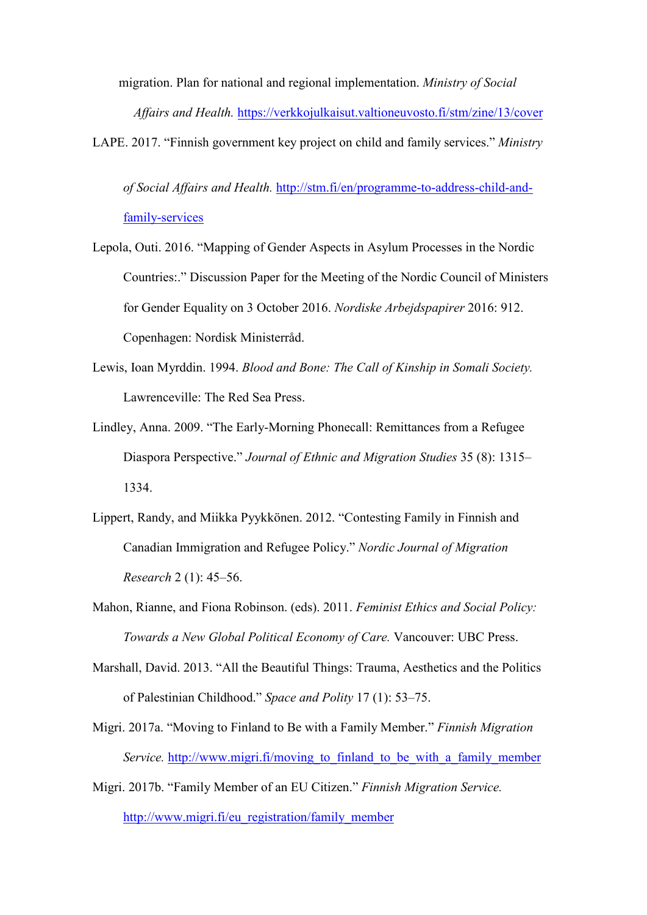migration. Plan for national and regional implementation. *Ministry of Social Affairs and Health.* https://verkkojulkaisut.valtioneuvosto.fi/stm/zine/13/cover

LAPE. 2017. "Finnish government key project on child and family services." *Ministry of Social Affairs and Health.* http://stm.fi/en/programme-to-address-child-and-family-services

Lepola, Outi. 2016. "Mapping of Gender Aspects in Asylum Processes in the Nordic Countries:." Discussion Paper for the Meeting of the Nordic Council of Ministers for Gender Equality on 3 October 2016. *Nordiske Arbejdspapirer* 2016: 912. Copenhagen: Nordisk Ministerråd.

Lewis, Ioan Myrddin. 1994. *Blood and Bone: The Call of Kinship in Somali Society.* Lawrenceville: The Red Sea Press.

Lindley, Anna. 2009. "The Early-Morning Phonecall: Remittances from a Refugee Diaspora Perspective." *Journal of Ethnic and Migration Studies* 35 (8): 1315–1334.

Lippert, Randy, and Miikka Pyykkönen. 2012. "Contesting Family in Finnish and Canadian Immigration and Refugee Policy." *Nordic Journal of Migration Research* 2 (1): 45–56.

Mahon, Rianne, and Fiona Robinson. (eds). 2011. *Feminist Ethics and Social Policy: Towards a New Global Political Economy of Care.* Vancouver: UBC Press.

Marshall, David. 2013. "All the Beautiful Things: Trauma, Aesthetics and the Politics of Palestinian Childhood." *Space and Polity* 17 (1): 53–75.

Migri. 2017a. "Moving to Finland to Be with a Family Member." *Finnish Migration Service.* http://www.migri.fi/moving_to_finland_to_be_with_a_family_member

Migri. 2017b. "Family Member of an EU Citizen." *Finnish Migration Service.* http://www.migri.fi/eu_registration/family_member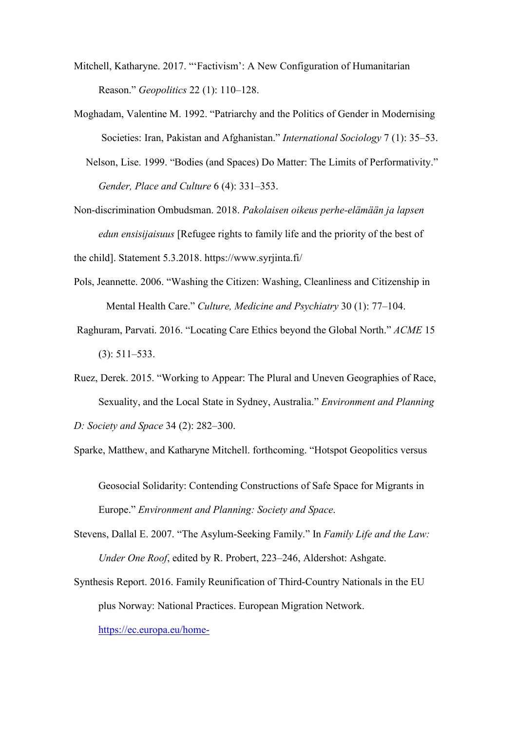Mitchell, Katharyne. 2017. "'Factivism': A New Configuration of Humanitarian Reason." *Geopolitics* 22 (1): 110–128.

Moghadam, Valentine M. 1992. "Patriarchy and the Politics of Gender in Modernising Societies: Iran, Pakistan and Afghanistan." *International Sociology* 7 (1): 35–53.

Nelson, Lise. 1999. "Bodies (and Spaces) Do Matter: The Limits of Performativity." *Gender, Place and Culture* 6 (4): 331–353.

Non-discrimination Ombudsman. 2018. *Pakolaisen oikeus perhe-elämään ja lapsen edun ensisijaisuus* [Refugee rights to family life and the priority of the best of the child]. Statement 5.3.2018. https://www.syrjinta.fi/

Pols, Jeannette. 2006. "Washing the Citizen: Washing, Cleanliness and Citizenship in Mental Health Care." *Culture, Medicine and Psychiatry* 30 (1): 77–104.

Raghuram, Parvati. 2016. "Locating Care Ethics beyond the Global North." *ACME* 15 (3): 511–533.

Ruez, Derek. 2015. "Working to Appear: The Plural and Uneven Geographies of Race, Sexuality, and the Local State in Sydney, Australia." *Environment and Planning D: Society and Space* 34 (2): 282–300.

Sparke, Matthew, and Katharyne Mitchell. forthcoming. "Hotspot Geopolitics versus Geosocial Solidarity: Contending Constructions of Safe Space for Migrants in Europe." *Environment and Planning: Society and Space*.

Stevens, Dallal E. 2007. "The Asylum-Seeking Family." In *Family Life and the Law: Under One Roof*, edited by R. Probert, 223–246, Aldershot: Ashgate.

Synthesis Report. 2016. Family Reunification of Third-Country Nationals in the EU plus Norway: National Practices. European Migration Network. https://ec.europa.eu/home-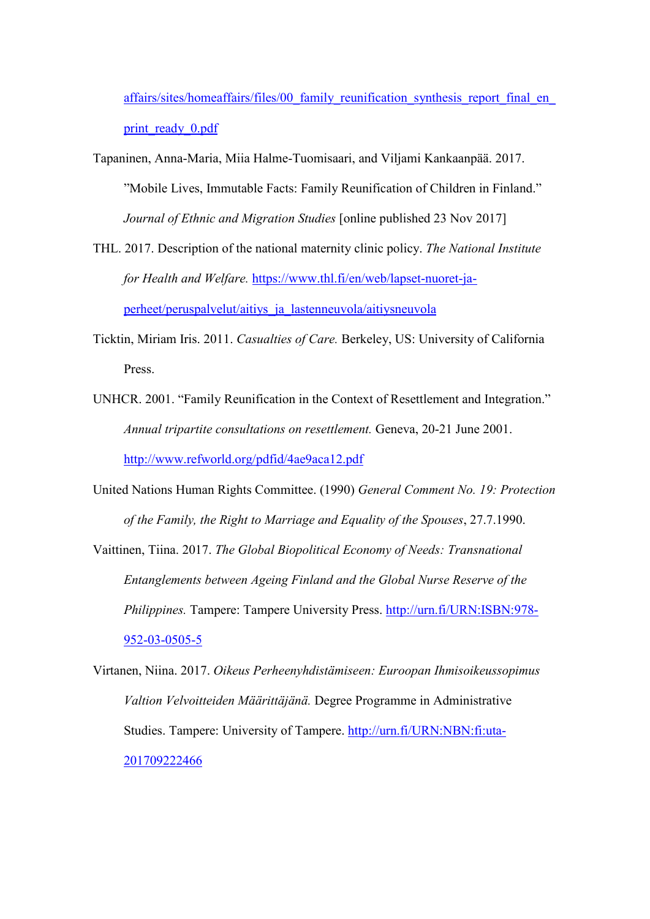affairs/sites/homeaffairs/files/00_family_reunification_synthesis_report_final_en_print_ready_0.pdf

Tapaninen, Anna-Maria, Miia Halme-Tuomisaari, and Viljami Kankaanpää. 2017. ”Mobile Lives, Immutable Facts: Family Reunification of Children in Finland.” *Journal of Ethnic and Migration Studies* [online published 23 Nov 2017]

THL. 2017. Description of the national maternity clinic policy. *The National Institute for Health and Welfare.* https://www.thl.fi/en/web/lapset-nuoret-ja-perheet/peruspalvelut/aitiys_ja_lastenneuvola/aitiysneuvola

Ticktin, Miriam Iris. 2011. *Casualties of Care.* Berkeley, US: University of California Press.

UNHCR. 2001. “Family Reunification in the Context of Resettlement and Integration.” *Annual tripartite consultations on resettlement.* Geneva, 20-21 June 2001. http://www.refworld.org/pdfid/4ae9aca12.pdf

United Nations Human Rights Committee. (1990) *General Comment No. 19: Protection of the Family, the Right to Marriage and Equality of the Spouses*, 27.7.1990.

Vaittinen, Tiina. 2017. *The Global Biopolitical Economy of Needs: Transnational Entanglements between Ageing Finland and the Global Nurse Reserve of the Philippines.* Tampere: Tampere University Press. http://urn.fi/URN:ISBN:978-952-03-0505-5

Virtanen, Niina. 2017. *Oikeus Perheenyhdistämiseen: Euroopan Ihmisoikeussopimus Valtion Velvoitteiden Määrittäjänä.* Degree Programme in Administrative Studies. Tampere: University of Tampere. http://urn.fi/URN:NBN:fi:uta-201709222466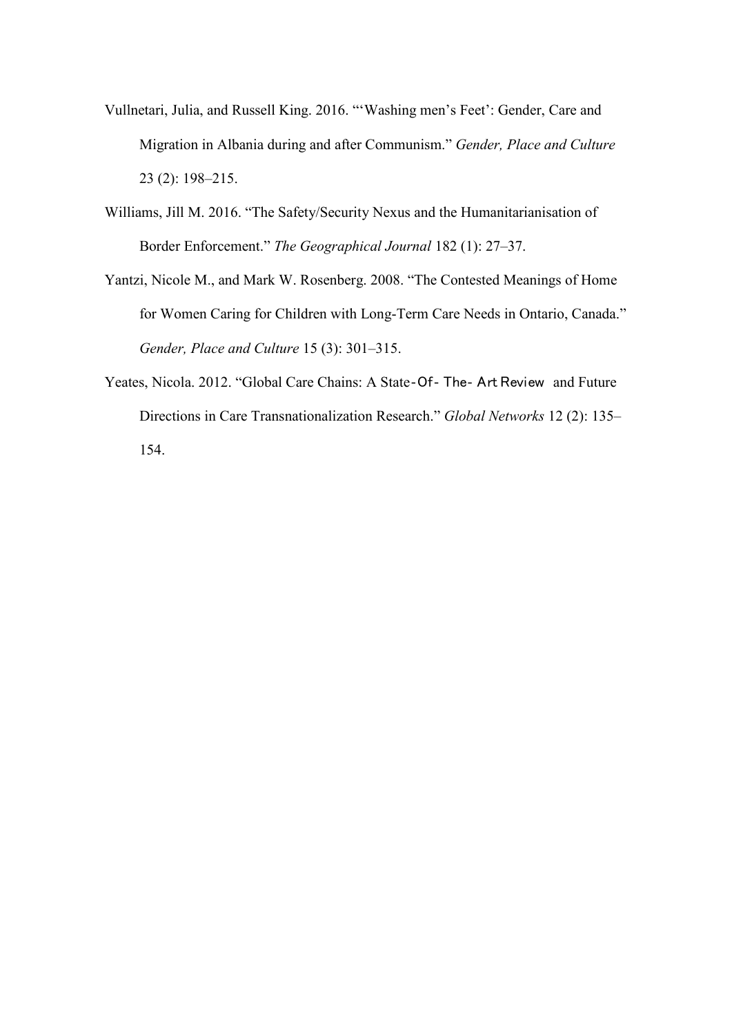Vullnetari, Julia, and Russell King. 2016. "'Washing men's Feet': Gender, Care and Migration in Albania during and after Communism." *Gender, Place and Culture* 23 (2): 198–215.

Williams, Jill M. 2016. "The Safety/Security Nexus and the Humanitarianisation of Border Enforcement." *The Geographical Journal* 182 (1): 27–37.

Yantzi, Nicole M., and Mark W. Rosenberg. 2008. "The Contested Meanings of Home for Women Caring for Children with Long-Term Care Needs in Ontario, Canada." *Gender, Place and Culture* 15 (3): 301–315.

Yeates, Nicola. 2012. "Global Care Chains: A State-Of- The- Art Review and Future Directions in Care Transnationalization Research." *Global Networks* 12 (2): 135–154.